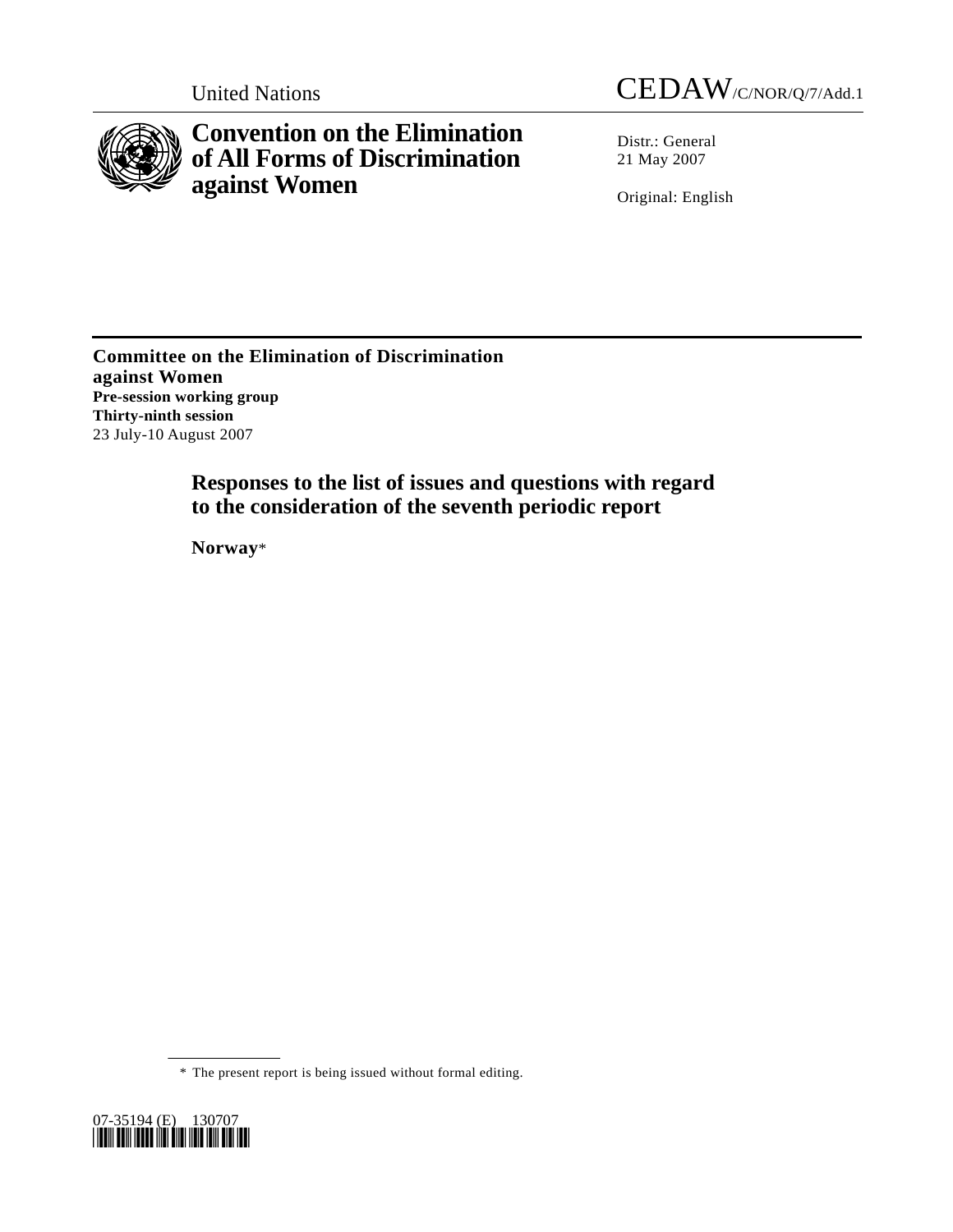United Nations CEDAW/C/NOR/Q/7/Add.1

# Convention on the Elimination of All Forms of Discrimination against Women

Distr.: General
21 May 2007

Original: English

**Committee on the Elimination of Discrimination against Women**
**Pre-session working group**
**Thirty-ninth session**
23 July-10 August 2007

## Responses to the list of issues and questions with regard to the consideration of the seventh periodic report

**Norway***

\* The present report is being issued without formal editing.

07-35194 (E) 130707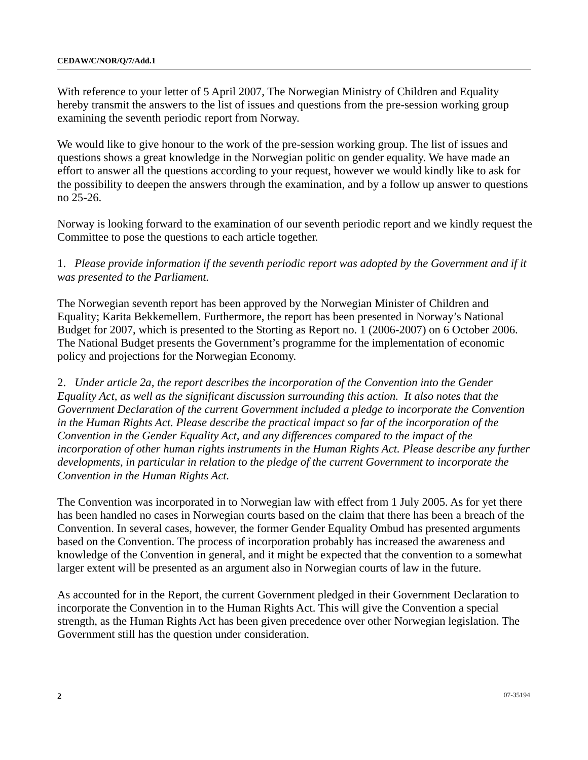With reference to your letter of 5 April 2007, The Norwegian Ministry of Children and Equality hereby transmit the answers to the list of issues and questions from the pre-session working group examining the seventh periodic report from Norway.

We would like to give honour to the work of the pre-session working group. The list of issues and questions shows a great knowledge in the Norwegian politic on gender equality. We have made an effort to answer all the questions according to your request, however we would kindly like to ask for the possibility to deepen the answers through the examination, and by a follow up answer to questions no 25-26.

Norway is looking forward to the examination of our seventh periodic report and we kindly request the Committee to pose the questions to each article together.

1. *Please provide information if the seventh periodic report was adopted by the Government and if it was presented to the Parliament.*

The Norwegian seventh report has been approved by the Norwegian Minister of Children and Equality; Karita Bekkemellem. Furthermore, the report has been presented in Norway's National Budget for 2007, which is presented to the Storting as Report no. 1 (2006-2007) on 6 October 2006. The National Budget presents the Government's programme for the implementation of economic policy and projections for the Norwegian Economy.

2. *Under article 2a, the report describes the incorporation of the Convention into the Gender Equality Act, as well as the significant discussion surrounding this action. It also notes that the Government Declaration of the current Government included a pledge to incorporate the Convention in the Human Rights Act. Please describe the practical impact so far of the incorporation of the Convention in the Gender Equality Act, and any differences compared to the impact of the incorporation of other human rights instruments in the Human Rights Act. Please describe any further developments, in particular in relation to the pledge of the current Government to incorporate the Convention in the Human Rights Act.*

The Convention was incorporated in to Norwegian law with effect from 1 July 2005. As for yet there has been handled no cases in Norwegian courts based on the claim that there has been a breach of the Convention. In several cases, however, the former Gender Equality Ombud has presented arguments based on the Convention. The process of incorporation probably has increased the awareness and knowledge of the Convention in general, and it might be expected that the convention to a somewhat larger extent will be presented as an argument also in Norwegian courts of law in the future.

As accounted for in the Report, the current Government pledged in their Government Declaration to incorporate the Convention in to the Human Rights Act. This will give the Convention a special strength, as the Human Rights Act has been given precedence over other Norwegian legislation. The Government still has the question under consideration.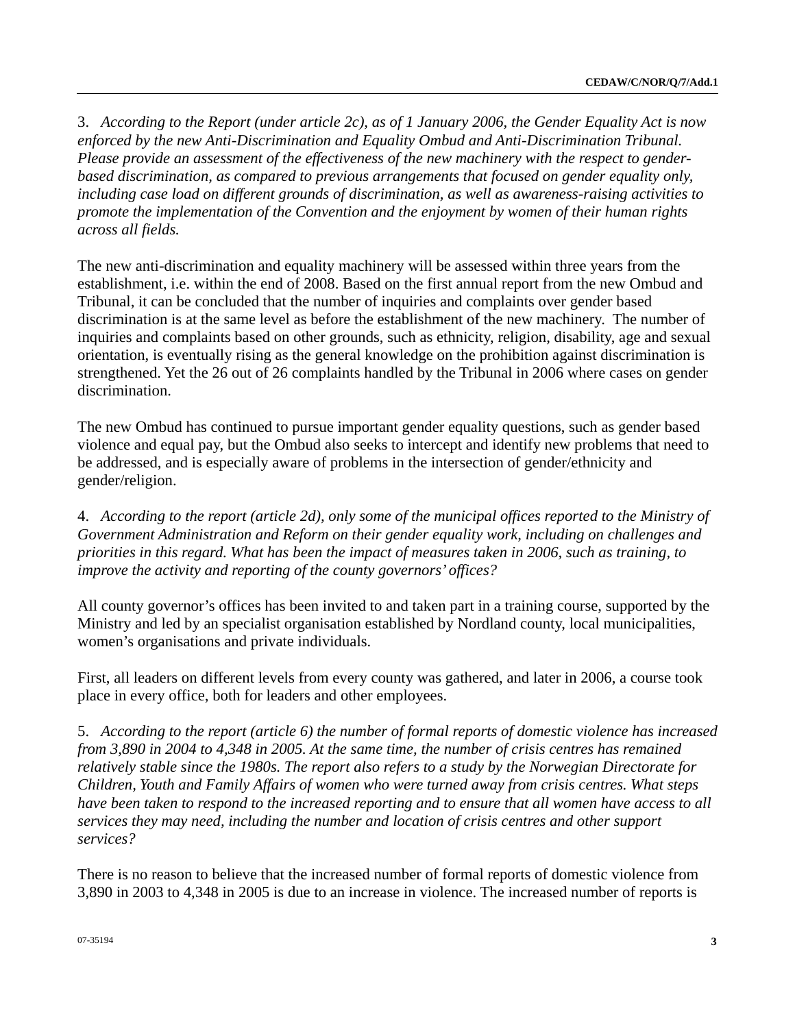3. *According to the Report (under article 2c), as of 1 January 2006, the Gender Equality Act is now enforced by the new Anti-Discrimination and Equality Ombud and Anti-Discrimination Tribunal. Please provide an assessment of the effectiveness of the new machinery with the respect to gender-based discrimination, as compared to previous arrangements that focused on gender equality only, including case load on different grounds of discrimination, as well as awareness-raising activities to promote the implementation of the Convention and the enjoyment by women of their human rights across all fields.*

The new anti-discrimination and equality machinery will be assessed within three years from the establishment, i.e. within the end of 2008. Based on the first annual report from the new Ombud and Tribunal, it can be concluded that the number of inquiries and complaints over gender based discrimination is at the same level as before the establishment of the new machinery. The number of inquiries and complaints based on other grounds, such as ethnicity, religion, disability, age and sexual orientation, is eventually rising as the general knowledge on the prohibition against discrimination is strengthened. Yet the 26 out of 26 complaints handled by the Tribunal in 2006 where cases on gender discrimination.

The new Ombud has continued to pursue important gender equality questions, such as gender based violence and equal pay, but the Ombud also seeks to intercept and identify new problems that need to be addressed, and is especially aware of problems in the intersection of gender/ethnicity and gender/religion.

4. *According to the report (article 2d), only some of the municipal offices reported to the Ministry of Government Administration and Reform on their gender equality work, including on challenges and priorities in this regard. What has been the impact of measures taken in 2006, such as training, to improve the activity and reporting of the county governors' offices?*

All county governor's offices has been invited to and taken part in a training course, supported by the Ministry and led by an specialist organisation established by Nordland county, local municipalities, women's organisations and private individuals.

First, all leaders on different levels from every county was gathered, and later in 2006, a course took place in every office, both for leaders and other employees.

5. *According to the report (article 6) the number of formal reports of domestic violence has increased from 3,890 in 2004 to 4,348 in 2005. At the same time, the number of crisis centres has remained relatively stable since the 1980s. The report also refers to a study by the Norwegian Directorate for Children, Youth and Family Affairs of women who were turned away from crisis centres. What steps have been taken to respond to the increased reporting and to ensure that all women have access to all services they may need, including the number and location of crisis centres and other support services?*

There is no reason to believe that the increased number of formal reports of domestic violence from 3,890 in 2003 to 4,348 in 2005 is due to an increase in violence. The increased number of reports is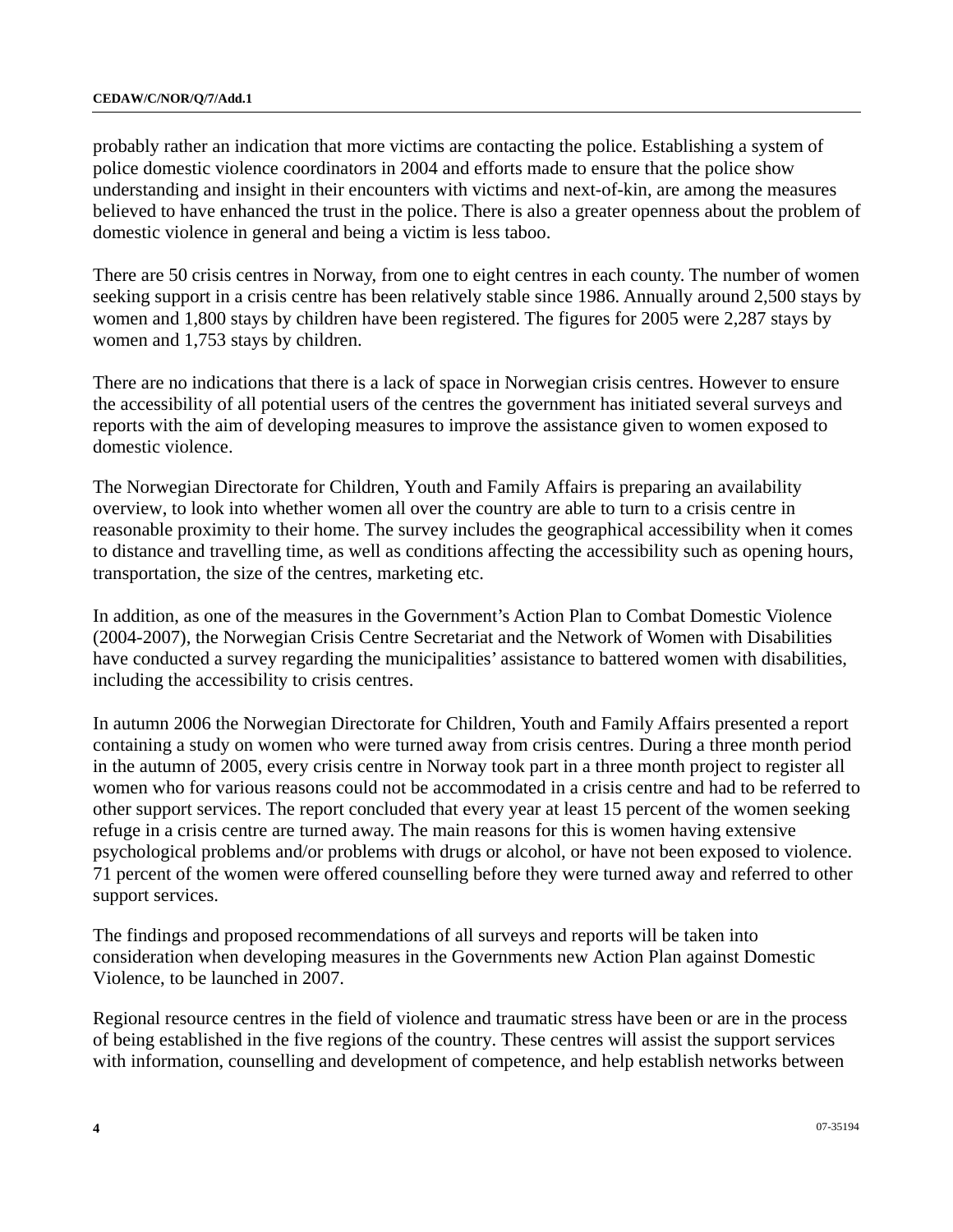probably rather an indication that more victims are contacting the police. Establishing a system of police domestic violence coordinators in 2004 and efforts made to ensure that the police show understanding and insight in their encounters with victims and next-of-kin, are among the measures believed to have enhanced the trust in the police. There is also a greater openness about the problem of domestic violence in general and being a victim is less taboo.

There are 50 crisis centres in Norway, from one to eight centres in each county. The number of women seeking support in a crisis centre has been relatively stable since 1986. Annually around 2,500 stays by women and 1,800 stays by children have been registered. The figures for 2005 were 2,287 stays by women and 1,753 stays by children.

There are no indications that there is a lack of space in Norwegian crisis centres. However to ensure the accessibility of all potential users of the centres the government has initiated several surveys and reports with the aim of developing measures to improve the assistance given to women exposed to domestic violence.

The Norwegian Directorate for Children, Youth and Family Affairs is preparing an availability overview, to look into whether women all over the country are able to turn to a crisis centre in reasonable proximity to their home. The survey includes the geographical accessibility when it comes to distance and travelling time, as well as conditions affecting the accessibility such as opening hours, transportation, the size of the centres, marketing etc.

In addition, as one of the measures in the Government's Action Plan to Combat Domestic Violence (2004-2007), the Norwegian Crisis Centre Secretariat and the Network of Women with Disabilities have conducted a survey regarding the municipalities' assistance to battered women with disabilities, including the accessibility to crisis centres.

In autumn 2006 the Norwegian Directorate for Children, Youth and Family Affairs presented a report containing a study on women who were turned away from crisis centres. During a three month period in the autumn of 2005, every crisis centre in Norway took part in a three month project to register all women who for various reasons could not be accommodated in a crisis centre and had to be referred to other support services. The report concluded that every year at least 15 percent of the women seeking refuge in a crisis centre are turned away. The main reasons for this is women having extensive psychological problems and/or problems with drugs or alcohol, or have not been exposed to violence. 71 percent of the women were offered counselling before they were turned away and referred to other support services.

The findings and proposed recommendations of all surveys and reports will be taken into consideration when developing measures in the Governments new Action Plan against Domestic Violence, to be launched in 2007.

Regional resource centres in the field of violence and traumatic stress have been or are in the process of being established in the five regions of the country. These centres will assist the support services with information, counselling and development of competence, and help establish networks between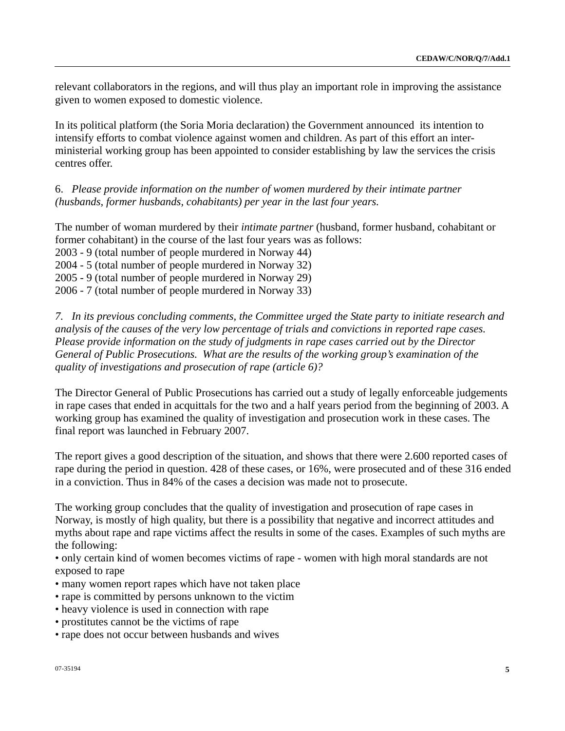relevant collaborators in the regions, and will thus play an important role in improving the assistance given to women exposed to domestic violence.

In its political platform (the Soria Moria declaration) the Government announced its intention to intensify efforts to combat violence against women and children. As part of this effort an inter-ministerial working group has been appointed to consider establishing by law the services the crisis centres offer.

6. *Please provide information on the number of women murdered by their intimate partner (husbands, former husbands, cohabitants) per year in the last four years.*

The number of woman murdered by their *intimate partner* (husband, former husband, cohabitant or former cohabitant) in the course of the last four years was as follows:

2003 - 9 (total number of people murdered in Norway 44)
2004 - 5 (total number of people murdered in Norway 32)
2005 - 9 (total number of people murdered in Norway 29)
2006 - 7 (total number of people murdered in Norway 33)

*7. In its previous concluding comments, the Committee urged the State party to initiate research and analysis of the causes of the very low percentage of trials and convictions in reported rape cases. Please provide information on the study of judgments in rape cases carried out by the Director General of Public Prosecutions. What are the results of the working group's examination of the quality of investigations and prosecution of rape (article 6)?*

The Director General of Public Prosecutions has carried out a study of legally enforceable judgements in rape cases that ended in acquittals for the two and a half years period from the beginning of 2003. A working group has examined the quality of investigation and prosecution work in these cases. The final report was launched in February 2007.

The report gives a good description of the situation, and shows that there were 2.600 reported cases of rape during the period in question. 428 of these cases, or 16%, were prosecuted and of these 316 ended in a conviction. Thus in 84% of the cases a decision was made not to prosecute.

The working group concludes that the quality of investigation and prosecution of rape cases in Norway, is mostly of high quality, but there is a possibility that negative and incorrect attitudes and myths about rape and rape victims affect the results in some of the cases. Examples of such myths are the following:

- only certain kind of women becomes victims of rape - women with high moral standards are not exposed to rape
- many women report rapes which have not taken place
- rape is committed by persons unknown to the victim
- heavy violence is used in connection with rape
- prostitutes cannot be the victims of rape
- rape does not occur between husbands and wives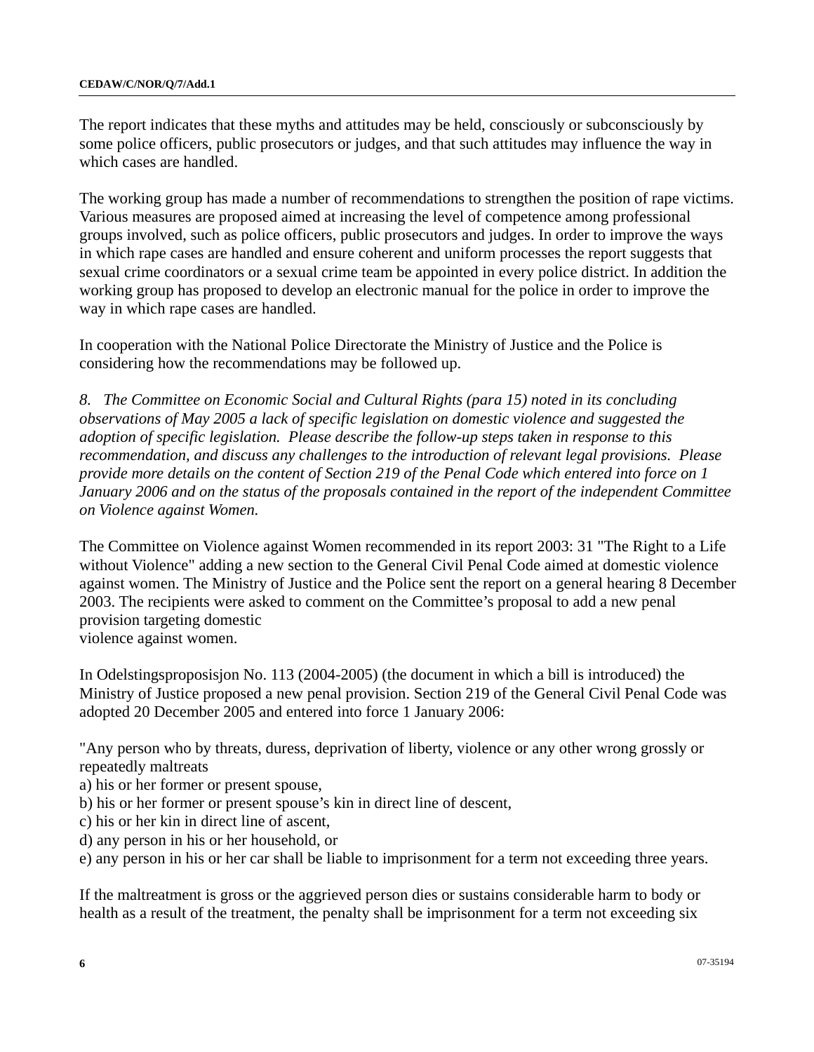The report indicates that these myths and attitudes may be held, consciously or subconsciously by some police officers, public prosecutors or judges, and that such attitudes may influence the way in which cases are handled.

The working group has made a number of recommendations to strengthen the position of rape victims. Various measures are proposed aimed at increasing the level of competence among professional groups involved, such as police officers, public prosecutors and judges. In order to improve the ways in which rape cases are handled and ensure coherent and uniform processes the report suggests that sexual crime coordinators or a sexual crime team be appointed in every police district. In addition the working group has proposed to develop an electronic manual for the police in order to improve the way in which rape cases are handled.

In cooperation with the National Police Directorate the Ministry of Justice and the Police is considering how the recommendations may be followed up.

*8. The Committee on Economic Social and Cultural Rights (para 15) noted in its concluding observations of May 2005 a lack of specific legislation on domestic violence and suggested the adoption of specific legislation. Please describe the follow-up steps taken in response to this recommendation, and discuss any challenges to the introduction of relevant legal provisions. Please provide more details on the content of Section 219 of the Penal Code which entered into force on 1 January 2006 and on the status of the proposals contained in the report of the independent Committee on Violence against Women.*

The Committee on Violence against Women recommended in its report 2003: 31 "The Right to a Life without Violence" adding a new section to the General Civil Penal Code aimed at domestic violence against women. The Ministry of Justice and the Police sent the report on a general hearing 8 December 2003. The recipients were asked to comment on the Committee's proposal to add a new penal provision targeting domestic violence against women.

In Odelstingsproposisjon No. 113 (2004-2005) (the document in which a bill is introduced) the Ministry of Justice proposed a new penal provision. Section 219 of the General Civil Penal Code was adopted 20 December 2005 and entered into force 1 January 2006:

"Any person who by threats, duress, deprivation of liberty, violence or any other wrong grossly or repeatedly maltreats

a) his or her former or present spouse,
b) his or her former or present spouse's kin in direct line of descent,
c) his or her kin in direct line of ascent,
d) any person in his or her household, or
e) any person in his or her car shall be liable to imprisonment for a term not exceeding three years.

If the maltreatment is gross or the aggrieved person dies or sustains considerable harm to body or health as a result of the treatment, the penalty shall be imprisonment for a term not exceeding six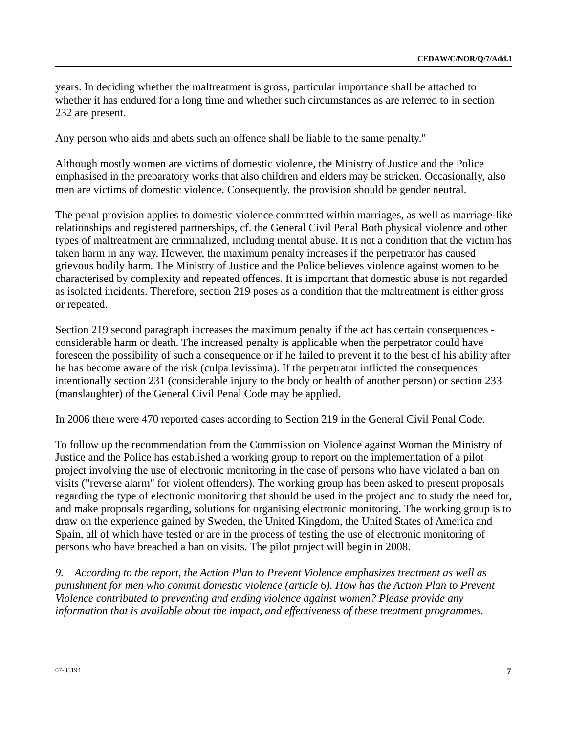years. In deciding whether the maltreatment is gross, particular importance shall be attached to whether it has endured for a long time and whether such circumstances as are referred to in section 232 are present.

Any person who aids and abets such an offence shall be liable to the same penalty."

Although mostly women are victims of domestic violence, the Ministry of Justice and the Police emphasised in the preparatory works that also children and elders may be stricken. Occasionally, also men are victims of domestic violence. Consequently, the provision should be gender neutral.

The penal provision applies to domestic violence committed within marriages, as well as marriage-like relationships and registered partnerships, cf. the General Civil Penal Both physical violence and other types of maltreatment are criminalized, including mental abuse. It is not a condition that the victim has taken harm in any way. However, the maximum penalty increases if the perpetrator has caused grievous bodily harm. The Ministry of Justice and the Police believes violence against women to be characterised by complexity and repeated offences. It is important that domestic abuse is not regarded as isolated incidents. Therefore, section 219 poses as a condition that the maltreatment is either gross or repeated.

Section 219 second paragraph increases the maximum penalty if the act has certain consequences - considerable harm or death. The increased penalty is applicable when the perpetrator could have foreseen the possibility of such a consequence or if he failed to prevent it to the best of his ability after he has become aware of the risk (culpa levissima). If the perpetrator inflicted the consequences intentionally section 231 (considerable injury to the body or health of another person) or section 233 (manslaughter) of the General Civil Penal Code may be applied.

In 2006 there were 470 reported cases according to Section 219 in the General Civil Penal Code.

To follow up the recommendation from the Commission on Violence against Woman the Ministry of Justice and the Police has established a working group to report on the implementation of a pilot project involving the use of electronic monitoring in the case of persons who have violated a ban on visits ("reverse alarm" for violent offenders). The working group has been asked to present proposals regarding the type of electronic monitoring that should be used in the project and to study the need for, and make proposals regarding, solutions for organising electronic monitoring. The working group is to draw on the experience gained by Sweden, the United Kingdom, the United States of America and Spain, all of which have tested or are in the process of testing the use of electronic monitoring of persons who have breached a ban on visits. The pilot project will begin in 2008.

*9. According to the report, the Action Plan to Prevent Violence emphasizes treatment as well as punishment for men who commit domestic violence (article 6). How has the Action Plan to Prevent Violence contributed to preventing and ending violence against women? Please provide any information that is available about the impact, and effectiveness of these treatment programmes.*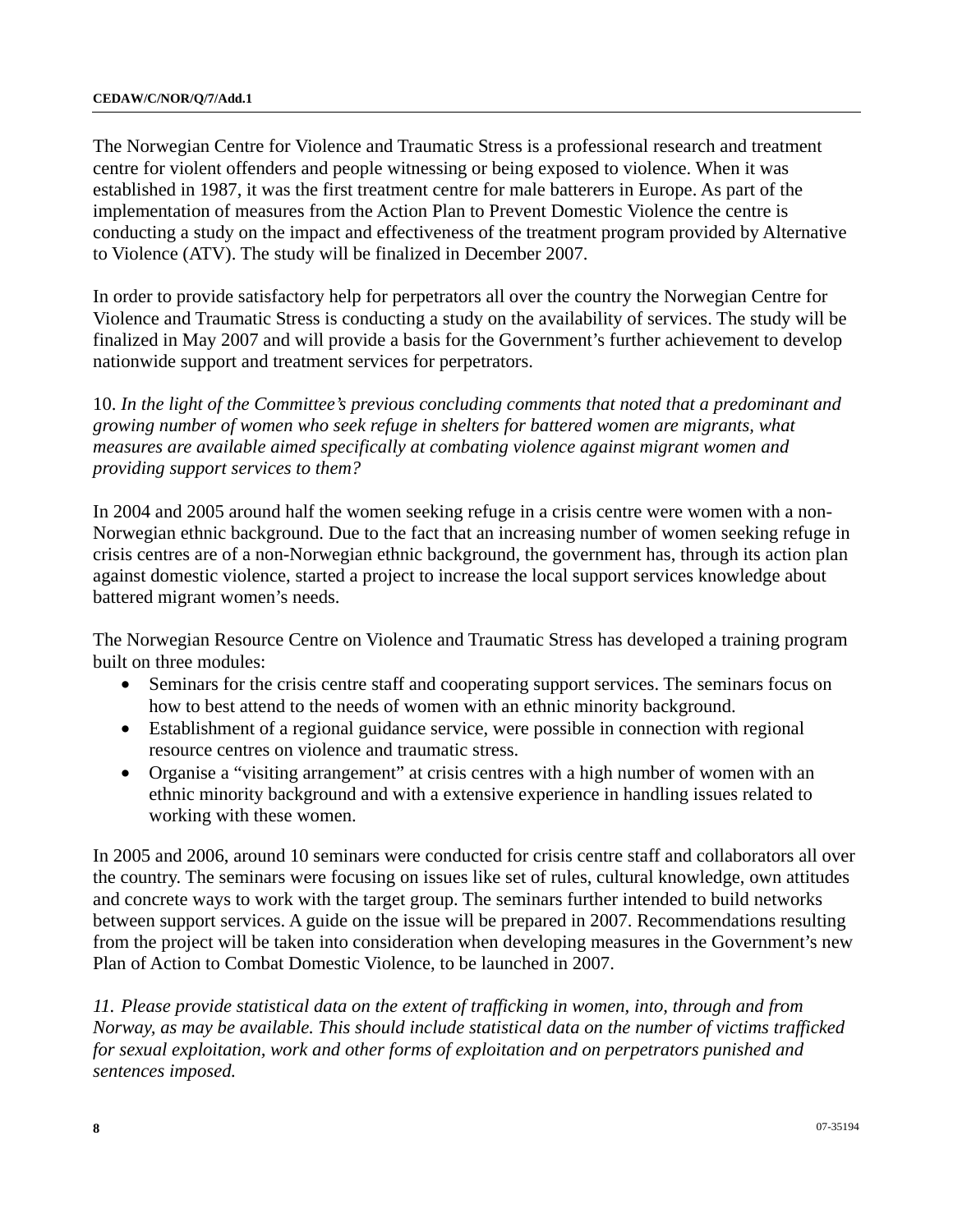The Norwegian Centre for Violence and Traumatic Stress is a professional research and treatment centre for violent offenders and people witnessing or being exposed to violence. When it was established in 1987, it was the first treatment centre for male batterers in Europe. As part of the implementation of measures from the Action Plan to Prevent Domestic Violence the centre is conducting a study on the impact and effectiveness of the treatment program provided by Alternative to Violence (ATV). The study will be finalized in December 2007.

In order to provide satisfactory help for perpetrators all over the country the Norwegian Centre for Violence and Traumatic Stress is conducting a study on the availability of services. The study will be finalized in May 2007 and will provide a basis for the Government's further achievement to develop nationwide support and treatment services for perpetrators.

10. *In the light of the Committee's previous concluding comments that noted that a predominant and growing number of women who seek refuge in shelters for battered women are migrants, what measures are available aimed specifically at combating violence against migrant women and providing support services to them?*

In 2004 and 2005 around half the women seeking refuge in a crisis centre were women with a non-Norwegian ethnic background. Due to the fact that an increasing number of women seeking refuge in crisis centres are of a non-Norwegian ethnic background, the government has, through its action plan against domestic violence, started a project to increase the local support services knowledge about battered migrant women's needs.

The Norwegian Resource Centre on Violence and Traumatic Stress has developed a training program built on three modules:

- Seminars for the crisis centre staff and cooperating support services. The seminars focus on how to best attend to the needs of women with an ethnic minority background.
- Establishment of a regional guidance service, were possible in connection with regional resource centres on violence and traumatic stress.
- Organise a "visiting arrangement" at crisis centres with a high number of women with an ethnic minority background and with a extensive experience in handling issues related to working with these women.

In 2005 and 2006, around 10 seminars were conducted for crisis centre staff and collaborators all over the country. The seminars were focusing on issues like set of rules, cultural knowledge, own attitudes and concrete ways to work with the target group. The seminars further intended to build networks between support services. A guide on the issue will be prepared in 2007. Recommendations resulting from the project will be taken into consideration when developing measures in the Government's new Plan of Action to Combat Domestic Violence, to be launched in 2007.

*11. Please provide statistical data on the extent of trafficking in women, into, through and from Norway, as may be available. This should include statistical data on the number of victims trafficked for sexual exploitation, work and other forms of exploitation and on perpetrators punished and sentences imposed.*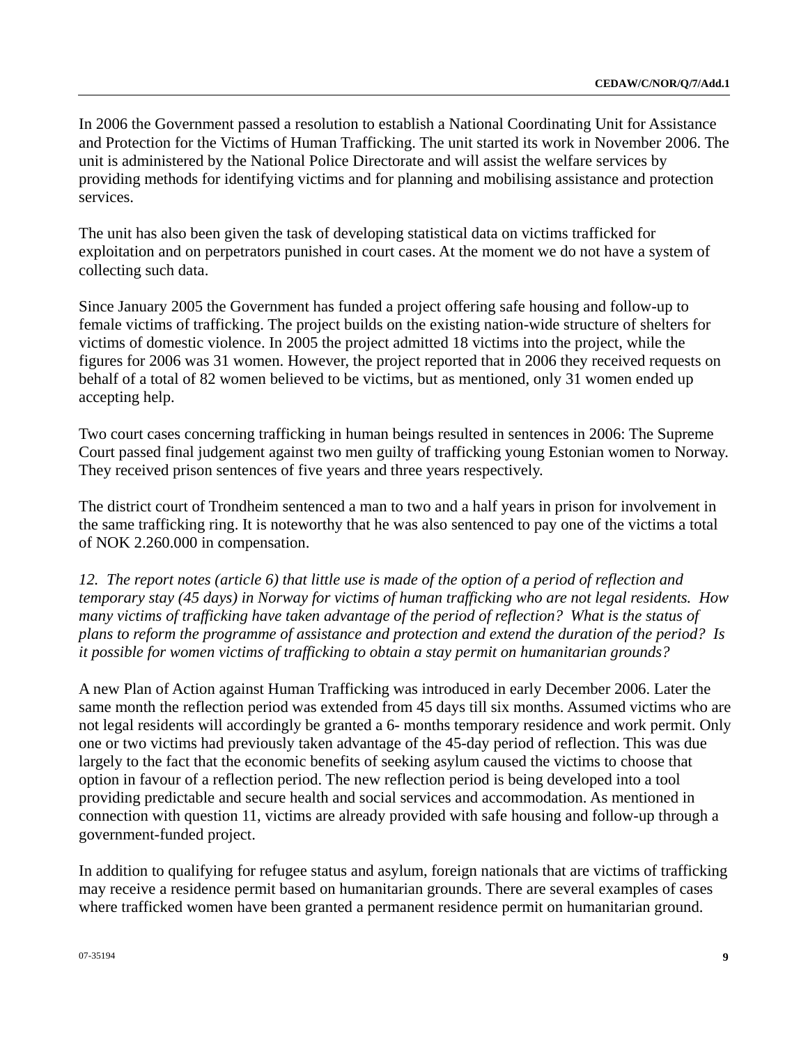In 2006 the Government passed a resolution to establish a National Coordinating Unit for Assistance and Protection for the Victims of Human Trafficking. The unit started its work in November 2006. The unit is administered by the National Police Directorate and will assist the welfare services by providing methods for identifying victims and for planning and mobilising assistance and protection services.

The unit has also been given the task of developing statistical data on victims trafficked for exploitation and on perpetrators punished in court cases. At the moment we do not have a system of collecting such data.

Since January 2005 the Government has funded a project offering safe housing and follow-up to female victims of trafficking. The project builds on the existing nation-wide structure of shelters for victims of domestic violence. In 2005 the project admitted 18 victims into the project, while the figures for 2006 was 31 women. However, the project reported that in 2006 they received requests on behalf of a total of 82 women believed to be victims, but as mentioned, only 31 women ended up accepting help.

Two court cases concerning trafficking in human beings resulted in sentences in 2006: The Supreme Court passed final judgement against two men guilty of trafficking young Estonian women to Norway. They received prison sentences of five years and three years respectively.

The district court of Trondheim sentenced a man to two and a half years in prison for involvement in the same trafficking ring. It is noteworthy that he was also sentenced to pay one of the victims a total of NOK 2.260.000 in compensation.

*12. The report notes (article 6) that little use is made of the option of a period of reflection and temporary stay (45 days) in Norway for victims of human trafficking who are not legal residents. How many victims of trafficking have taken advantage of the period of reflection? What is the status of plans to reform the programme of assistance and protection and extend the duration of the period? Is it possible for women victims of trafficking to obtain a stay permit on humanitarian grounds?*

A new Plan of Action against Human Trafficking was introduced in early December 2006. Later the same month the reflection period was extended from 45 days till six months. Assumed victims who are not legal residents will accordingly be granted a 6- months temporary residence and work permit. Only one or two victims had previously taken advantage of the 45-day period of reflection. This was due largely to the fact that the economic benefits of seeking asylum caused the victims to choose that option in favour of a reflection period. The new reflection period is being developed into a tool providing predictable and secure health and social services and accommodation. As mentioned in connection with question 11, victims are already provided with safe housing and follow-up through a government-funded project.

In addition to qualifying for refugee status and asylum, foreign nationals that are victims of trafficking may receive a residence permit based on humanitarian grounds. There are several examples of cases where trafficked women have been granted a permanent residence permit on humanitarian ground.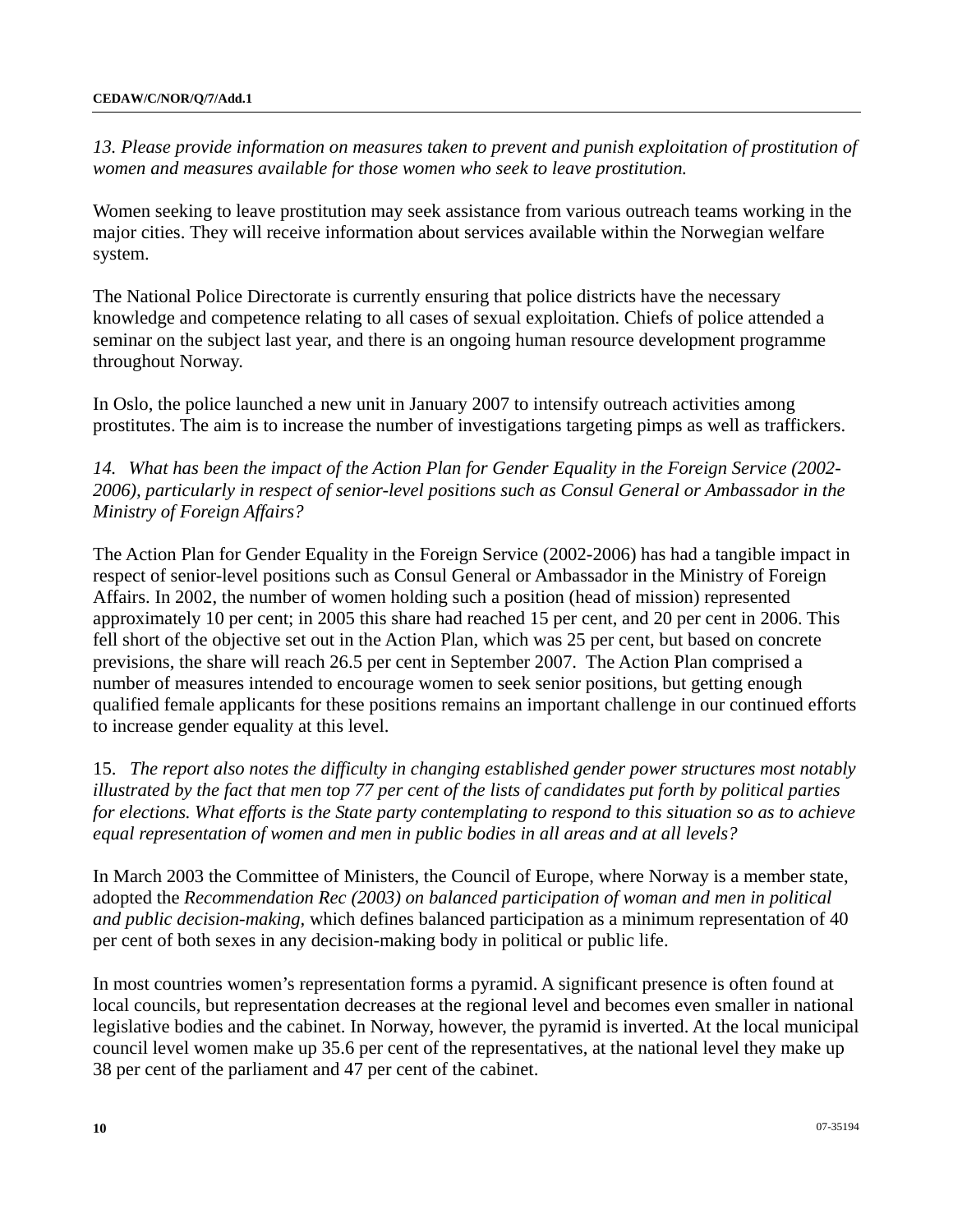*13. Please provide information on measures taken to prevent and punish exploitation of prostitution of women and measures available for those women who seek to leave prostitution.*

Women seeking to leave prostitution may seek assistance from various outreach teams working in the major cities. They will receive information about services available within the Norwegian welfare system.

The National Police Directorate is currently ensuring that police districts have the necessary knowledge and competence relating to all cases of sexual exploitation. Chiefs of police attended a seminar on the subject last year, and there is an ongoing human resource development programme throughout Norway.

In Oslo, the police launched a new unit in January 2007 to intensify outreach activities among prostitutes. The aim is to increase the number of investigations targeting pimps as well as traffickers.

*14. What has been the impact of the Action Plan for Gender Equality in the Foreign Service (2002-2006), particularly in respect of senior-level positions such as Consul General or Ambassador in the Ministry of Foreign Affairs?*

The Action Plan for Gender Equality in the Foreign Service (2002-2006) has had a tangible impact in respect of senior-level positions such as Consul General or Ambassador in the Ministry of Foreign Affairs. In 2002, the number of women holding such a position (head of mission) represented approximately 10 per cent; in 2005 this share had reached 15 per cent, and 20 per cent in 2006. This fell short of the objective set out in the Action Plan, which was 25 per cent, but based on concrete previsions, the share will reach 26.5 per cent in September 2007. The Action Plan comprised a number of measures intended to encourage women to seek senior positions, but getting enough qualified female applicants for these positions remains an important challenge in our continued efforts to increase gender equality at this level.

15. *The report also notes the difficulty in changing established gender power structures most notably illustrated by the fact that men top 77 per cent of the lists of candidates put forth by political parties for elections. What efforts is the State party contemplating to respond to this situation so as to achieve equal representation of women and men in public bodies in all areas and at all levels?*

In March 2003 the Committee of Ministers, the Council of Europe, where Norway is a member state, adopted the *Recommendation Rec (2003) on balanced participation of woman and men in political and public decision-making,* which defines balanced participation as a minimum representation of 40 per cent of both sexes in any decision-making body in political or public life.

In most countries women's representation forms a pyramid. A significant presence is often found at local councils, but representation decreases at the regional level and becomes even smaller in national legislative bodies and the cabinet. In Norway, however, the pyramid is inverted. At the local municipal council level women make up 35.6 per cent of the representatives, at the national level they make up 38 per cent of the parliament and 47 per cent of the cabinet.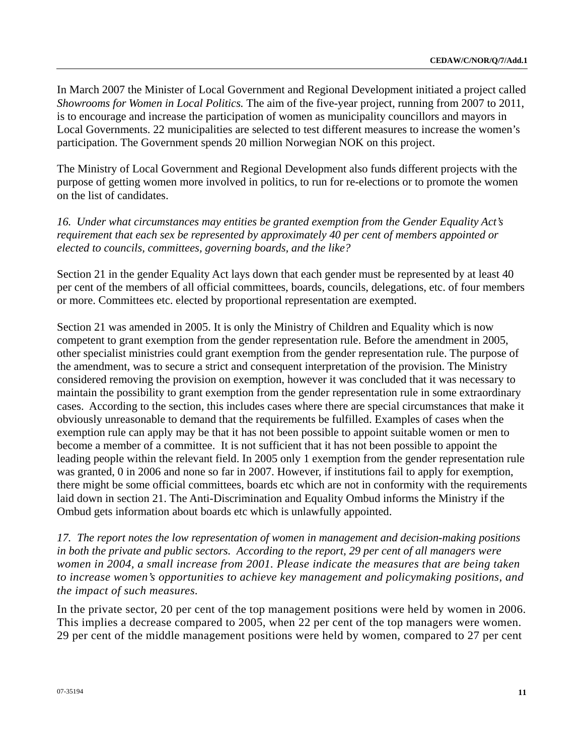In March 2007 the Minister of Local Government and Regional Development initiated a project called *Showrooms for Women in Local Politics.* The aim of the five-year project, running from 2007 to 2011, is to encourage and increase the participation of women as municipality councillors and mayors in Local Governments. 22 municipalities are selected to test different measures to increase the women's participation. The Government spends 20 million Norwegian NOK on this project.

The Ministry of Local Government and Regional Development also funds different projects with the purpose of getting women more involved in politics, to run for re-elections or to promote the women on the list of candidates.

*16. Under what circumstances may entities be granted exemption from the Gender Equality Act's requirement that each sex be represented by approximately 40 per cent of members appointed or elected to councils, committees, governing boards, and the like?*

Section 21 in the gender Equality Act lays down that each gender must be represented by at least 40 per cent of the members of all official committees, boards, councils, delegations, etc. of four members or more. Committees etc. elected by proportional representation are exempted.

Section 21 was amended in 2005. It is only the Ministry of Children and Equality which is now competent to grant exemption from the gender representation rule. Before the amendment in 2005, other specialist ministries could grant exemption from the gender representation rule. The purpose of the amendment, was to secure a strict and consequent interpretation of the provision. The Ministry considered removing the provision on exemption, however it was concluded that it was necessary to maintain the possibility to grant exemption from the gender representation rule in some extraordinary cases. According to the section, this includes cases where there are special circumstances that make it obviously unreasonable to demand that the requirements be fulfilled. Examples of cases when the exemption rule can apply may be that it has not been possible to appoint suitable women or men to become a member of a committee. It is not sufficient that it has not been possible to appoint the leading people within the relevant field. In 2005 only 1 exemption from the gender representation rule was granted, 0 in 2006 and none so far in 2007. However, if institutions fail to apply for exemption, there might be some official committees, boards etc which are not in conformity with the requirements laid down in section 21. The Anti-Discrimination and Equality Ombud informs the Ministry if the Ombud gets information about boards etc which is unlawfully appointed.

*17. The report notes the low representation of women in management and decision-making positions in both the private and public sectors. According to the report, 29 per cent of all managers were women in 2004, a small increase from 2001. Please indicate the measures that are being taken to increase women's opportunities to achieve key management and policymaking positions, and the impact of such measures.*

In the private sector, 20 per cent of the top management positions were held by women in 2006. This implies a decrease compared to 2005, when 22 per cent of the top managers were women. 29 per cent of the middle management positions were held by women, compared to 27 per cent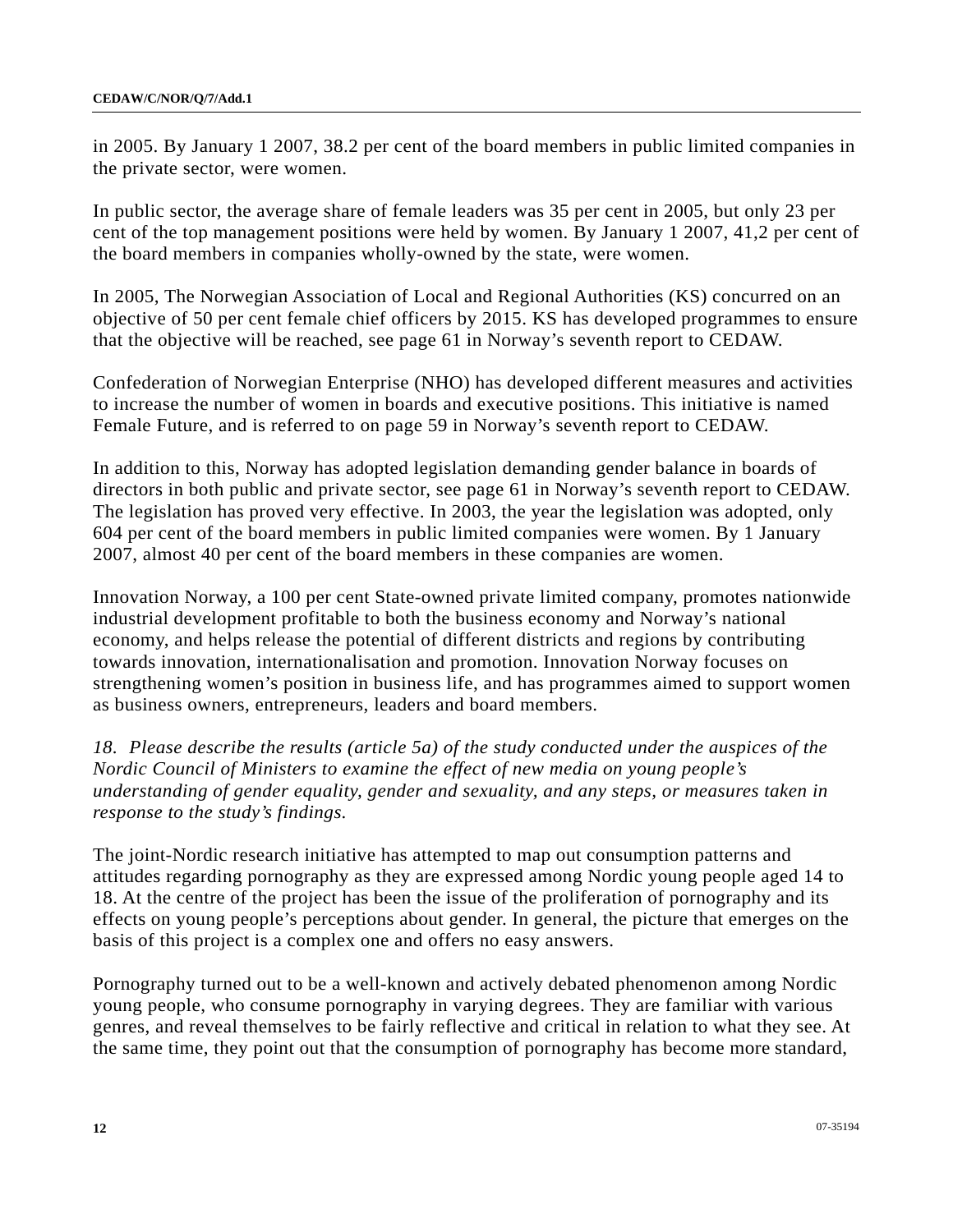in 2005. By January 1 2007, 38.2 per cent of the board members in public limited companies in the private sector, were women.

In public sector, the average share of female leaders was 35 per cent in 2005, but only 23 per cent of the top management positions were held by women. By January 1 2007, 41,2 per cent of the board members in companies wholly-owned by the state, were women.

In 2005, The Norwegian Association of Local and Regional Authorities (KS) concurred on an objective of 50 per cent female chief officers by 2015. KS has developed programmes to ensure that the objective will be reached, see page 61 in Norway's seventh report to CEDAW.

Confederation of Norwegian Enterprise (NHO) has developed different measures and activities to increase the number of women in boards and executive positions. This initiative is named Female Future, and is referred to on page 59 in Norway's seventh report to CEDAW.

In addition to this, Norway has adopted legislation demanding gender balance in boards of directors in both public and private sector, see page 61 in Norway's seventh report to CEDAW. The legislation has proved very effective. In 2003, the year the legislation was adopted, only 604 per cent of the board members in public limited companies were women. By 1 January 2007, almost 40 per cent of the board members in these companies are women.

Innovation Norway, a 100 per cent State-owned private limited company, promotes nationwide industrial development profitable to both the business economy and Norway's national economy, and helps release the potential of different districts and regions by contributing towards innovation, internationalisation and promotion. Innovation Norway focuses on strengthening women's position in business life, and has programmes aimed to support women as business owners, entrepreneurs, leaders and board members.

*18. Please describe the results (article 5a) of the study conducted under the auspices of the Nordic Council of Ministers to examine the effect of new media on young people's understanding of gender equality, gender and sexuality, and any steps, or measures taken in response to the study's findings.*

The joint-Nordic research initiative has attempted to map out consumption patterns and attitudes regarding pornography as they are expressed among Nordic young people aged 14 to 18. At the centre of the project has been the issue of the proliferation of pornography and its effects on young people's perceptions about gender. In general, the picture that emerges on the basis of this project is a complex one and offers no easy answers.

Pornography turned out to be a well-known and actively debated phenomenon among Nordic young people, who consume pornography in varying degrees. They are familiar with various genres, and reveal themselves to be fairly reflective and critical in relation to what they see. At the same time, they point out that the consumption of pornography has become more standard,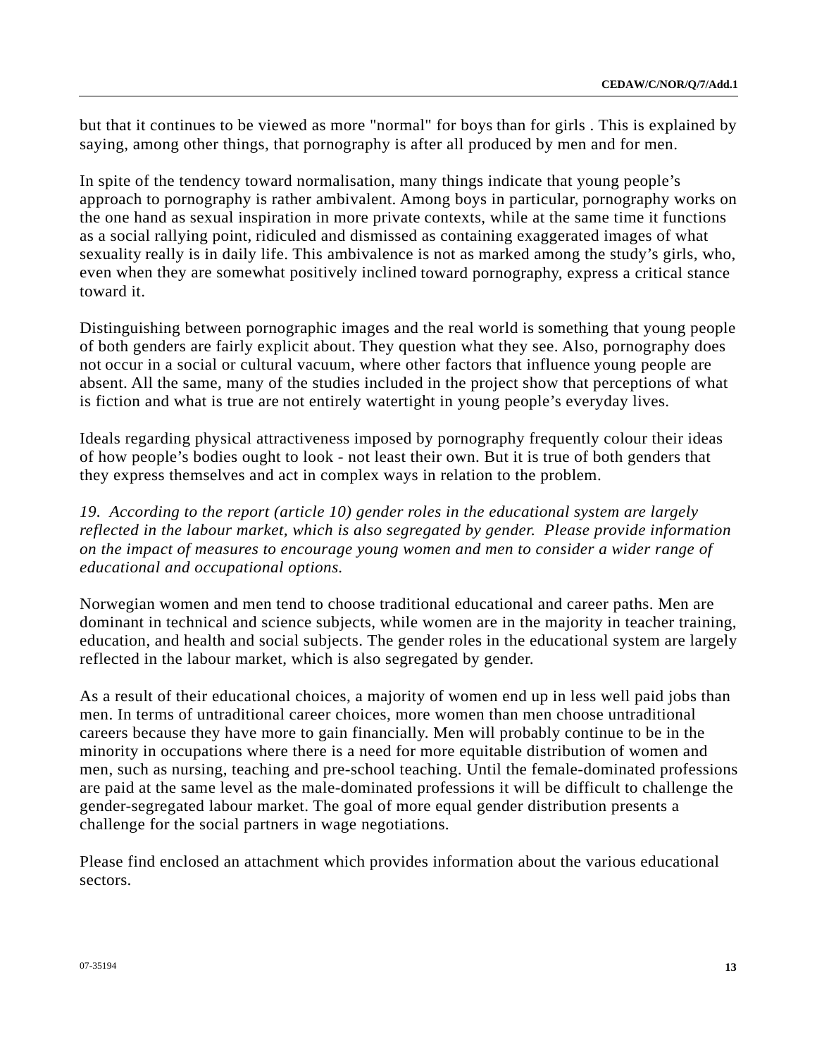but that it continues to be viewed as more "normal" for boys than for girls . This is explained by saying, among other things, that pornography is after all produced by men and for men.

In spite of the tendency toward normalisation, many things indicate that young people's approach to pornography is rather ambivalent. Among boys in particular, pornography works on the one hand as sexual inspiration in more private contexts, while at the same time it functions as a social rallying point, ridiculed and dismissed as containing exaggerated images of what sexuality really is in daily life. This ambivalence is not as marked among the study's girls, who, even when they are somewhat positively inclined toward pornography, express a critical stance toward it.

Distinguishing between pornographic images and the real world is something that young people of both genders are fairly explicit about. They question what they see. Also, pornography does not occur in a social or cultural vacuum, where other factors that influence young people are absent. All the same, many of the studies included in the project show that perceptions of what is fiction and what is true are not entirely watertight in young people's everyday lives.

Ideals regarding physical attractiveness imposed by pornography frequently colour their ideas of how people's bodies ought to look - not least their own. But it is true of both genders that they express themselves and act in complex ways in relation to the problem.

*19. According to the report (article 10) gender roles in the educational system are largely reflected in the labour market, which is also segregated by gender. Please provide information on the impact of measures to encourage young women and men to consider a wider range of educational and occupational options.*

Norwegian women and men tend to choose traditional educational and career paths. Men are dominant in technical and science subjects, while women are in the majority in teacher training, education, and health and social subjects. The gender roles in the educational system are largely reflected in the labour market, which is also segregated by gender.

As a result of their educational choices, a majority of women end up in less well paid jobs than men. In terms of untraditional career choices, more women than men choose untraditional careers because they have more to gain financially. Men will probably continue to be in the minority in occupations where there is a need for more equitable distribution of women and men, such as nursing, teaching and pre-school teaching. Until the female-dominated professions are paid at the same level as the male-dominated professions it will be difficult to challenge the gender-segregated labour market. The goal of more equal gender distribution presents a challenge for the social partners in wage negotiations.

Please find enclosed an attachment which provides information about the various educational sectors.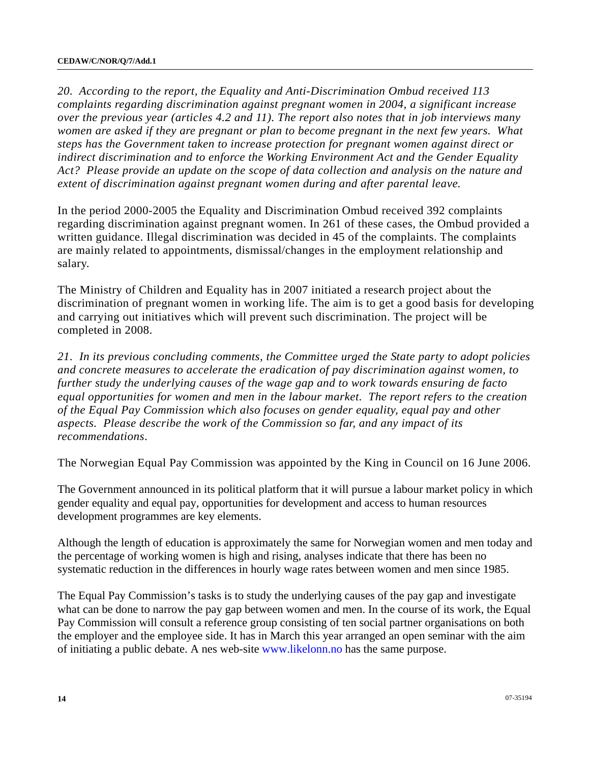*20. According to the report, the Equality and Anti-Discrimination Ombud received 113 complaints regarding discrimination against pregnant women in 2004, a significant increase over the previous year (articles 4.2 and 11). The report also notes that in job interviews many women are asked if they are pregnant or plan to become pregnant in the next few years. What steps has the Government taken to increase protection for pregnant women against direct or indirect discrimination and to enforce the Working Environment Act and the Gender Equality Act? Please provide an update on the scope of data collection and analysis on the nature and extent of discrimination against pregnant women during and after parental leave.*

In the period 2000-2005 the Equality and Discrimination Ombud received 392 complaints regarding discrimination against pregnant women. In 261 of these cases, the Ombud provided a written guidance. Illegal discrimination was decided in 45 of the complaints. The complaints are mainly related to appointments, dismissal/changes in the employment relationship and salary.

The Ministry of Children and Equality has in 2007 initiated a research project about the discrimination of pregnant women in working life. The aim is to get a good basis for developing and carrying out initiatives which will prevent such discrimination. The project will be completed in 2008.

*21. In its previous concluding comments, the Committee urged the State party to adopt policies and concrete measures to accelerate the eradication of pay discrimination against women, to further study the underlying causes of the wage gap and to work towards ensuring de facto equal opportunities for women and men in the labour market. The report refers to the creation of the Equal Pay Commission which also focuses on gender equality, equal pay and other aspects. Please describe the work of the Commission so far, and any impact of its recommendations.*

The Norwegian Equal Pay Commission was appointed by the King in Council on 16 June 2006.

The Government announced in its political platform that it will pursue a labour market policy in which gender equality and equal pay, opportunities for development and access to human resources development programmes are key elements.

Although the length of education is approximately the same for Norwegian women and men today and the percentage of working women is high and rising, analyses indicate that there has been no systematic reduction in the differences in hourly wage rates between women and men since 1985.

The Equal Pay Commission's tasks is to study the underlying causes of the pay gap and investigate what can be done to narrow the pay gap between women and men. In the course of its work, the Equal Pay Commission will consult a reference group consisting of ten social partner organisations on both the employer and the employee side. It has in March this year arranged an open seminar with the aim of initiating a public debate. A nes web-site www.likelonn.no has the same purpose.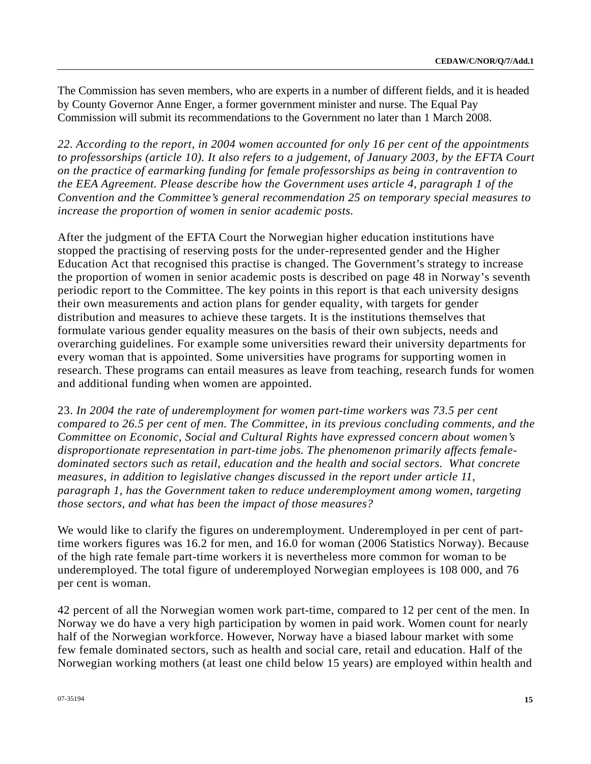The Commission has seven members, who are experts in a number of different fields, and it is headed by County Governor Anne Enger, a former government minister and nurse. The Equal Pay Commission will submit its recommendations to the Government no later than 1 March 2008.

*22. According to the report, in 2004 women accounted for only 16 per cent of the appointments to professorships (article 10). It also refers to a judgement, of January 2003, by the EFTA Court on the practice of earmarking funding for female professorships as being in contravention to the EEA Agreement. Please describe how the Government uses article 4, paragraph 1 of the Convention and the Committee's general recommendation 25 on temporary special measures to increase the proportion of women in senior academic posts.*

After the judgment of the EFTA Court the Norwegian higher education institutions have stopped the practising of reserving posts for the under-represented gender and the Higher Education Act that recognised this practise is changed. The Government's strategy to increase the proportion of women in senior academic posts is described on page 48 in Norway's seventh periodic report to the Committee. The key points in this report is that each university designs their own measurements and action plans for gender equality, with targets for gender distribution and measures to achieve these targets. It is the institutions themselves that formulate various gender equality measures on the basis of their own subjects, needs and overarching guidelines. For example some universities reward their university departments for every woman that is appointed. Some universities have programs for supporting women in research. These programs can entail measures as leave from teaching, research funds for women and additional funding when women are appointed.

23. *In 2004 the rate of underemployment for women part-time workers was 73.5 per cent compared to 26.5 per cent of men. The Committee, in its previous concluding comments, and the Committee on Economic, Social and Cultural Rights have expressed concern about women's disproportionate representation in part-time jobs. The phenomenon primarily affects female-dominated sectors such as retail, education and the health and social sectors. What concrete measures, in addition to legislative changes discussed in the report under article 11, paragraph 1, has the Government taken to reduce underemployment among women, targeting those sectors, and what has been the impact of those measures?*

We would like to clarify the figures on underemployment. Underemployed in per cent of part-time workers figures was 16.2 for men, and 16.0 for woman (2006 Statistics Norway). Because of the high rate female part-time workers it is nevertheless more common for woman to be underemployed. The total figure of underemployed Norwegian employees is 108 000, and 76 per cent is woman.

42 percent of all the Norwegian women work part-time, compared to 12 per cent of the men. In Norway we do have a very high participation by women in paid work. Women count for nearly half of the Norwegian workforce. However, Norway have a biased labour market with some few female dominated sectors, such as health and social care, retail and education. Half of the Norwegian working mothers (at least one child below 15 years) are employed within health and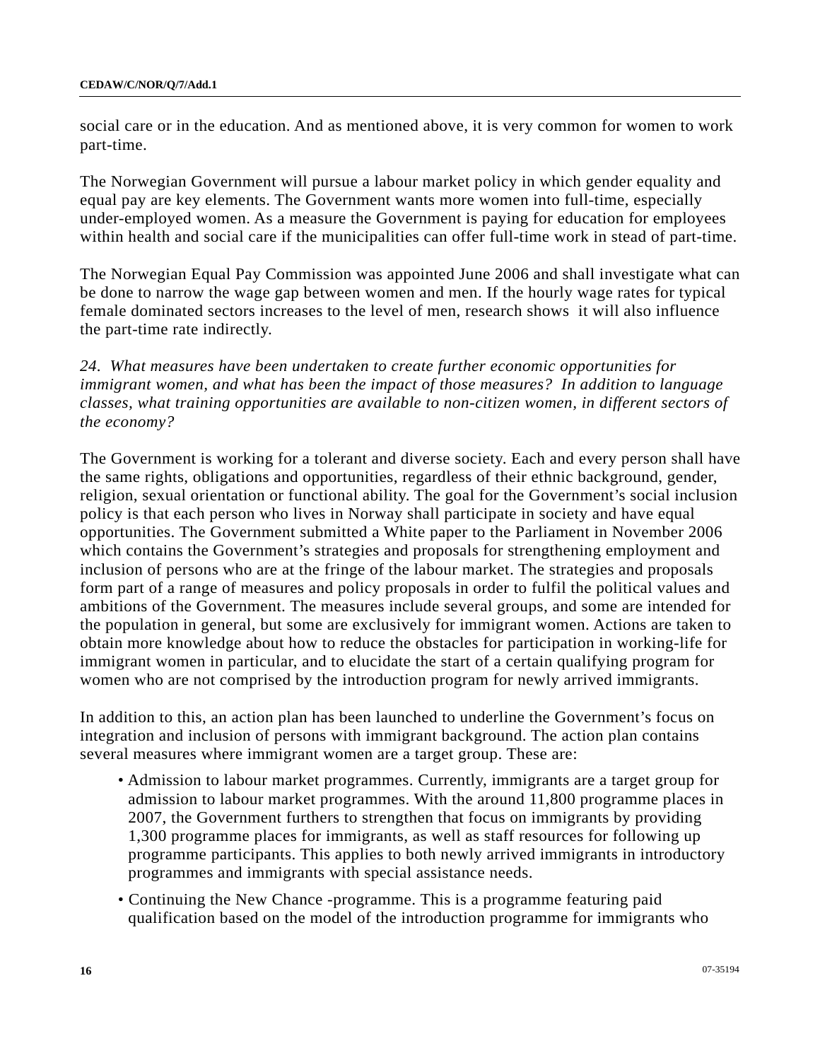social care or in the education. And as mentioned above, it is very common for women to work part-time.

The Norwegian Government will pursue a labour market policy in which gender equality and equal pay are key elements. The Government wants more women into full-time, especially under-employed women. As a measure the Government is paying for education for employees within health and social care if the municipalities can offer full-time work in stead of part-time.

The Norwegian Equal Pay Commission was appointed June 2006 and shall investigate what can be done to narrow the wage gap between women and men. If the hourly wage rates for typical female dominated sectors increases to the level of men, research shows it will also influence the part-time rate indirectly.

*24. What measures have been undertaken to create further economic opportunities for immigrant women, and what has been the impact of those measures? In addition to language classes, what training opportunities are available to non-citizen women, in different sectors of the economy?*

The Government is working for a tolerant and diverse society. Each and every person shall have the same rights, obligations and opportunities, regardless of their ethnic background, gender, religion, sexual orientation or functional ability. The goal for the Government's social inclusion policy is that each person who lives in Norway shall participate in society and have equal opportunities. The Government submitted a White paper to the Parliament in November 2006 which contains the Government's strategies and proposals for strengthening employment and inclusion of persons who are at the fringe of the labour market. The strategies and proposals form part of a range of measures and policy proposals in order to fulfil the political values and ambitions of the Government. The measures include several groups, and some are intended for the population in general, but some are exclusively for immigrant women. Actions are taken to obtain more knowledge about how to reduce the obstacles for participation in working-life for immigrant women in particular, and to elucidate the start of a certain qualifying program for women who are not comprised by the introduction program for newly arrived immigrants.

In addition to this, an action plan has been launched to underline the Government's focus on integration and inclusion of persons with immigrant background. The action plan contains several measures where immigrant women are a target group. These are:

- Admission to labour market programmes. Currently, immigrants are a target group for admission to labour market programmes. With the around 11,800 programme places in 2007, the Government furthers to strengthen that focus on immigrants by providing 1,300 programme places for immigrants, as well as staff resources for following up programme participants. This applies to both newly arrived immigrants in introductory programmes and immigrants with special assistance needs.
- Continuing the New Chance -programme. This is a programme featuring paid qualification based on the model of the introduction programme for immigrants who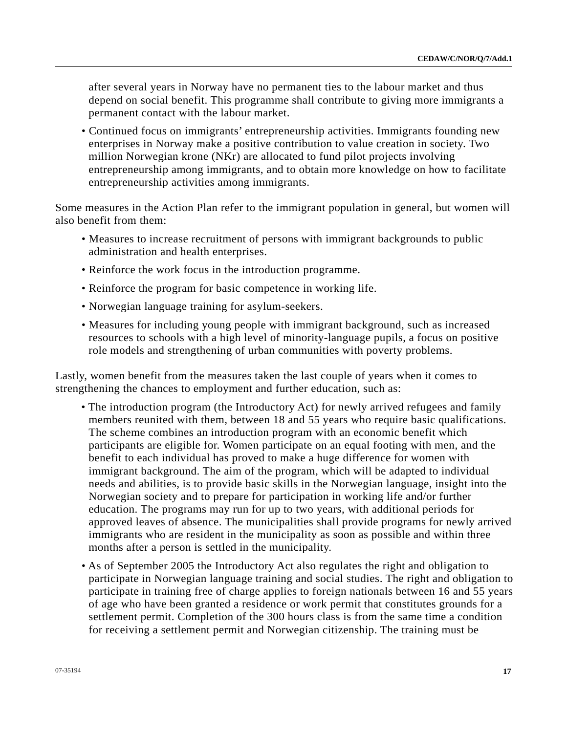after several years in Norway have no permanent ties to the labour market and thus depend on social benefit. This programme shall contribute to giving more immigrants a permanent contact with the labour market.

- Continued focus on immigrants' entrepreneurship activities. Immigrants founding new enterprises in Norway make a positive contribution to value creation in society. Two million Norwegian krone (NKr) are allocated to fund pilot projects involving entrepreneurship among immigrants, and to obtain more knowledge on how to facilitate entrepreneurship activities among immigrants.

Some measures in the Action Plan refer to the immigrant population in general, but women will also benefit from them:

- Measures to increase recruitment of persons with immigrant backgrounds to public administration and health enterprises.
- Reinforce the work focus in the introduction programme.
- Reinforce the program for basic competence in working life.
- Norwegian language training for asylum-seekers.
- Measures for including young people with immigrant background, such as increased resources to schools with a high level of minority-language pupils, a focus on positive role models and strengthening of urban communities with poverty problems.

Lastly, women benefit from the measures taken the last couple of years when it comes to strengthening the chances to employment and further education, such as:

- The introduction program (the Introductory Act) for newly arrived refugees and family members reunited with them, between 18 and 55 years who require basic qualifications. The scheme combines an introduction program with an economic benefit which participants are eligible for. Women participate on an equal footing with men, and the benefit to each individual has proved to make a huge difference for women with immigrant background. The aim of the program, which will be adapted to individual needs and abilities, is to provide basic skills in the Norwegian language, insight into the Norwegian society and to prepare for participation in working life and/or further education. The programs may run for up to two years, with additional periods for approved leaves of absence. The municipalities shall provide programs for newly arrived immigrants who are resident in the municipality as soon as possible and within three months after a person is settled in the municipality.
- As of September 2005 the Introductory Act also regulates the right and obligation to participate in Norwegian language training and social studies. The right and obligation to participate in training free of charge applies to foreign nationals between 16 and 55 years of age who have been granted a residence or work permit that constitutes grounds for a settlement permit. Completion of the 300 hours class is from the same time a condition for receiving a settlement permit and Norwegian citizenship. The training must be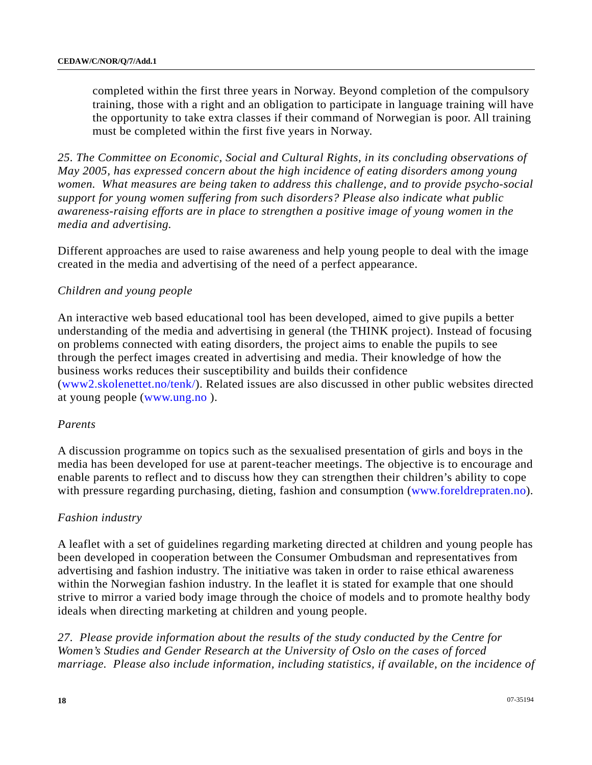completed within the first three years in Norway. Beyond completion of the compulsory training, those with a right and an obligation to participate in language training will have the opportunity to take extra classes if their command of Norwegian is poor. All training must be completed within the first five years in Norway.

*25. The Committee on Economic, Social and Cultural Rights, in its concluding observations of May 2005, has expressed concern about the high incidence of eating disorders among young women. What measures are being taken to address this challenge, and to provide psycho-social support for young women suffering from such disorders? Please also indicate what public awareness-raising efforts are in place to strengthen a positive image of young women in the media and advertising.*

Different approaches are used to raise awareness and help young people to deal with the image created in the media and advertising of the need of a perfect appearance.

*Children and young people*

An interactive web based educational tool has been developed, aimed to give pupils a better understanding of the media and advertising in general (the THINK project). Instead of focusing on problems connected with eating disorders, the project aims to enable the pupils to see through the perfect images created in advertising and media. Their knowledge of how the business works reduces their susceptibility and builds their confidence (www2.skolenettet.no/tenk/). Related issues are also discussed in other public websites directed at young people (www.ung.no ).

*Parents*

A discussion programme on topics such as the sexualised presentation of girls and boys in the media has been developed for use at parent-teacher meetings. The objective is to encourage and enable parents to reflect and to discuss how they can strengthen their children's ability to cope with pressure regarding purchasing, dieting, fashion and consumption (www.foreldrepraten.no).

*Fashion industry*

A leaflet with a set of guidelines regarding marketing directed at children and young people has been developed in cooperation between the Consumer Ombudsman and representatives from advertising and fashion industry. The initiative was taken in order to raise ethical awareness within the Norwegian fashion industry. In the leaflet it is stated for example that one should strive to mirror a varied body image through the choice of models and to promote healthy body ideals when directing marketing at children and young people.

*27. Please provide information about the results of the study conducted by the Centre for Women's Studies and Gender Research at the University of Oslo on the cases of forced marriage. Please also include information, including statistics, if available, on the incidence of*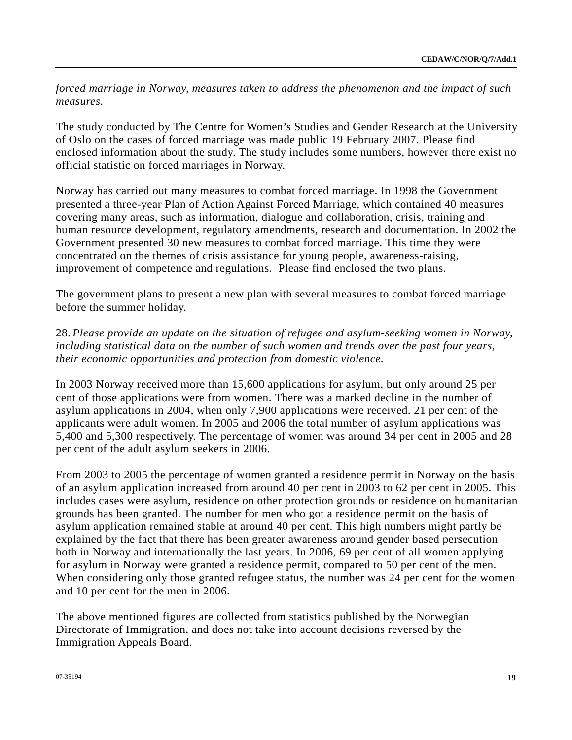*forced marriage in Norway, measures taken to address the phenomenon and the impact of such measures.*

The study conducted by The Centre for Women's Studies and Gender Research at the University of Oslo on the cases of forced marriage was made public 19 February 2007. Please find enclosed information about the study. The study includes some numbers, however there exist no official statistic on forced marriages in Norway.

Norway has carried out many measures to combat forced marriage. In 1998 the Government presented a three-year Plan of Action Against Forced Marriage, which contained 40 measures covering many areas, such as information, dialogue and collaboration, crisis, training and human resource development, regulatory amendments, research and documentation. In 2002 the Government presented 30 new measures to combat forced marriage. This time they were concentrated on the themes of crisis assistance for young people, awareness-raising, improvement of competence and regulations. Please find enclosed the two plans.

The government plans to present a new plan with several measures to combat forced marriage before the summer holiday.

28. *Please provide an update on the situation of refugee and asylum-seeking women in Norway, including statistical data on the number of such women and trends over the past four years, their economic opportunities and protection from domestic violence.*

In 2003 Norway received more than 15,600 applications for asylum, but only around 25 per cent of those applications were from women. There was a marked decline in the number of asylum applications in 2004, when only 7,900 applications were received. 21 per cent of the applicants were adult women. In 2005 and 2006 the total number of asylum applications was 5,400 and 5,300 respectively. The percentage of women was around 34 per cent in 2005 and 28 per cent of the adult asylum seekers in 2006.

From 2003 to 2005 the percentage of women granted a residence permit in Norway on the basis of an asylum application increased from around 40 per cent in 2003 to 62 per cent in 2005. This includes cases were asylum, residence on other protection grounds or residence on humanitarian grounds has been granted. The number for men who got a residence permit on the basis of asylum application remained stable at around 40 per cent. This high numbers might partly be explained by the fact that there has been greater awareness around gender based persecution both in Norway and internationally the last years. In 2006, 69 per cent of all women applying for asylum in Norway were granted a residence permit, compared to 50 per cent of the men. When considering only those granted refugee status, the number was 24 per cent for the women and 10 per cent for the men in 2006.

The above mentioned figures are collected from statistics published by the Norwegian Directorate of Immigration, and does not take into account decisions reversed by the Immigration Appeals Board.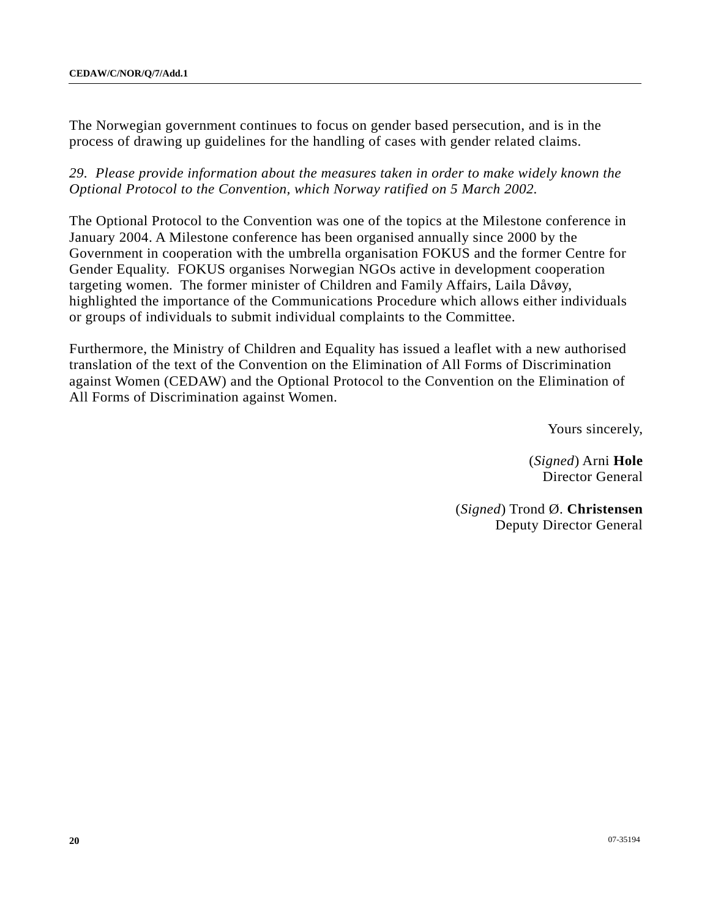The Norwegian government continues to focus on gender based persecution, and is in the process of drawing up guidelines for the handling of cases with gender related claims.

*29. Please provide information about the measures taken in order to make widely known the Optional Protocol to the Convention, which Norway ratified on 5 March 2002.*

The Optional Protocol to the Convention was one of the topics at the Milestone conference in January 2004. A Milestone conference has been organised annually since 2000 by the Government in cooperation with the umbrella organisation FOKUS and the former Centre for Gender Equality. FOKUS organises Norwegian NGOs active in development cooperation targeting women. The former minister of Children and Family Affairs, Laila Dåvøy, highlighted the importance of the Communications Procedure which allows either individuals or groups of individuals to submit individual complaints to the Committee.

Furthermore, the Ministry of Children and Equality has issued a leaflet with a new authorised translation of the text of the Convention on the Elimination of All Forms of Discrimination against Women (CEDAW) and the Optional Protocol to the Convention on the Elimination of All Forms of Discrimination against Women.

Yours sincerely,

(*Signed*) Arni **Hole**
Director General

(*Signed*) Trond Ø. **Christensen**
Deputy Director General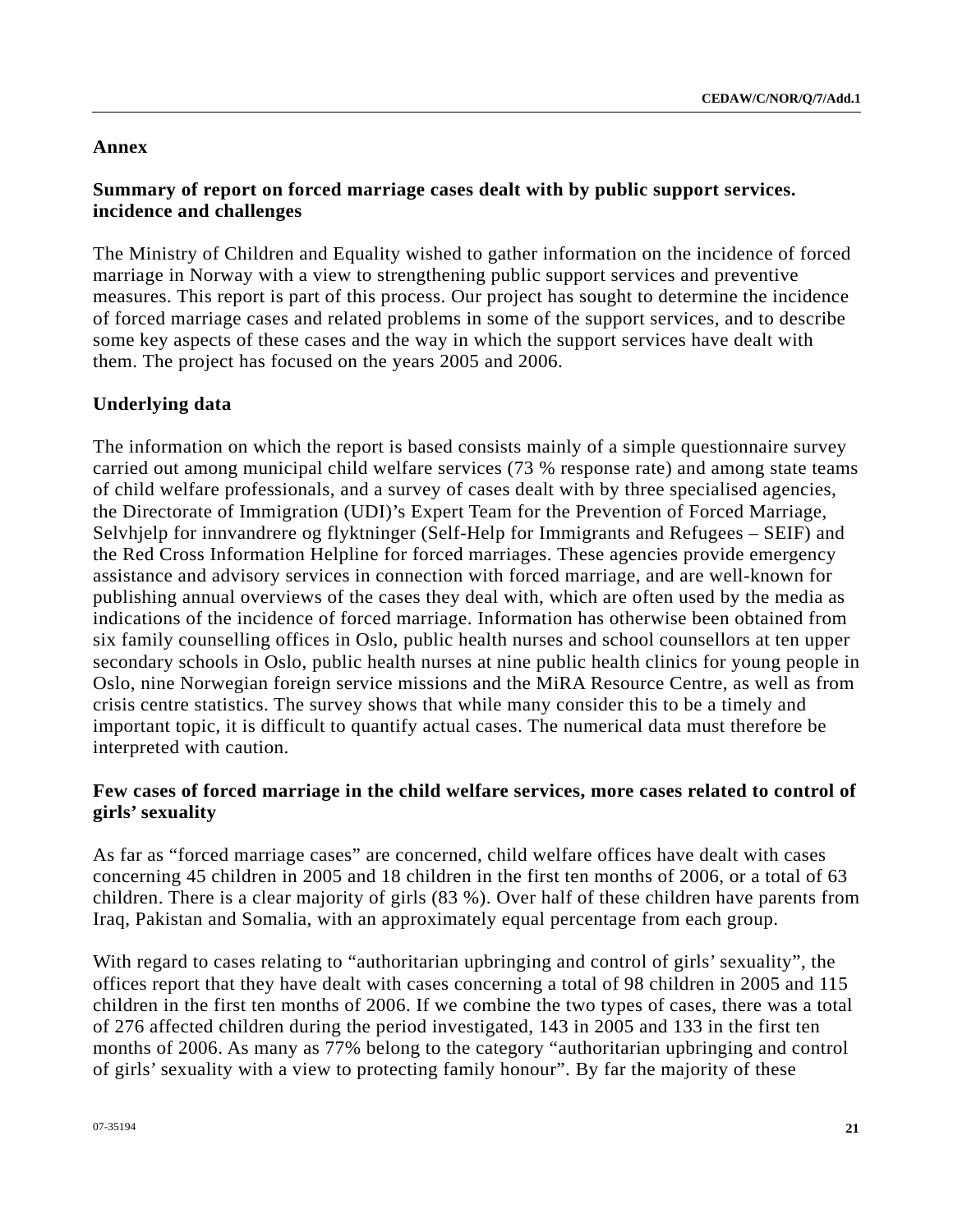## Annex

## Summary of report on forced marriage cases dealt with by public support services. incidence and challenges

The Ministry of Children and Equality wished to gather information on the incidence of forced marriage in Norway with a view to strengthening public support services and preventive measures. This report is part of this process. Our project has sought to determine the incidence of forced marriage cases and related problems in some of the support services, and to describe some key aspects of these cases and the way in which the support services have dealt with them. The project has focused on the years 2005 and 2006.

### Underlying data

The information on which the report is based consists mainly of a simple questionnaire survey carried out among municipal child welfare services (73 % response rate) and among state teams of child welfare professionals, and a survey of cases dealt with by three specialised agencies, the Directorate of Immigration (UDI)'s Expert Team for the Prevention of Forced Marriage, Selvhjelp for innvandrere og flyktninger (Self-Help for Immigrants and Refugees – SEIF) and the Red Cross Information Helpline for forced marriages. These agencies provide emergency assistance and advisory services in connection with forced marriage, and are well-known for publishing annual overviews of the cases they deal with, which are often used by the media as indications of the incidence of forced marriage. Information has otherwise been obtained from six family counselling offices in Oslo, public health nurses and school counsellors at ten upper secondary schools in Oslo, public health nurses at nine public health clinics for young people in Oslo, nine Norwegian foreign service missions and the MiRA Resource Centre, as well as from crisis centre statistics. The survey shows that while many consider this to be a timely and important topic, it is difficult to quantify actual cases. The numerical data must therefore be interpreted with caution.

### Few cases of forced marriage in the child welfare services, more cases related to control of girls' sexuality

As far as "forced marriage cases" are concerned, child welfare offices have dealt with cases concerning 45 children in 2005 and 18 children in the first ten months of 2006, or a total of 63 children. There is a clear majority of girls (83 %). Over half of these children have parents from Iraq, Pakistan and Somalia, with an approximately equal percentage from each group.

With regard to cases relating to "authoritarian upbringing and control of girls' sexuality", the offices report that they have dealt with cases concerning a total of 98 children in 2005 and 115 children in the first ten months of 2006. If we combine the two types of cases, there was a total of 276 affected children during the period investigated, 143 in 2005 and 133 in the first ten months of 2006. As many as 77% belong to the category "authoritarian upbringing and control of girls' sexuality with a view to protecting family honour". By far the majority of these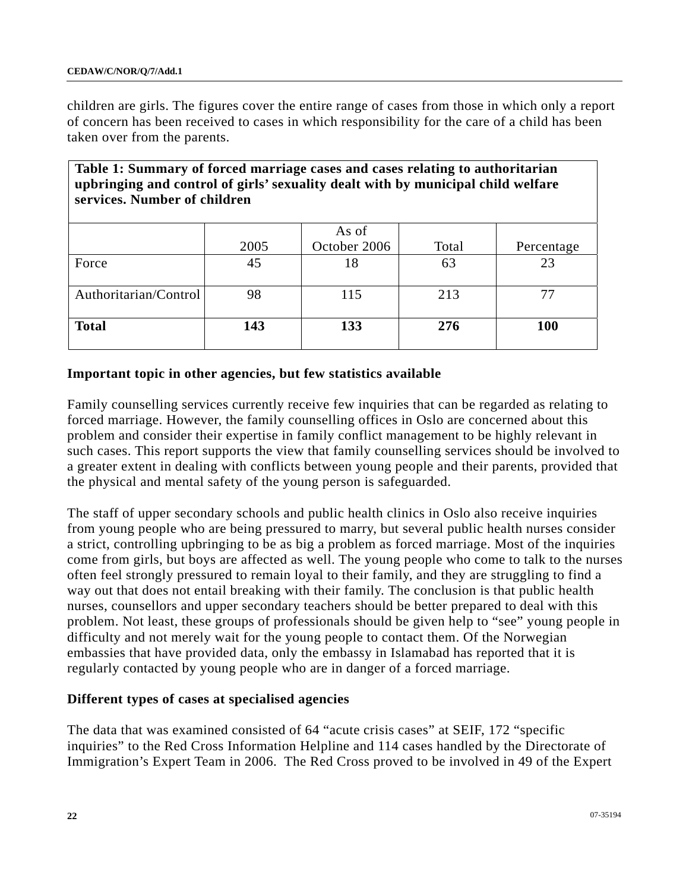children are girls. The figures cover the entire range of cases from those in which only a report of concern has been received to cases in which responsibility for the care of a child has been taken over from the parents.

**Table 1: Summary of forced marriage cases and cases relating to authoritarian upbringing and control of girls' sexuality dealt with by municipal child welfare services. Number of children**

| | 2005 | As of October 2006 | Total | Percentage |
|---|---|---|---|---|
| Force | 45 | 18 | 63 | 23 |
| Authoritarian/Control | 98 | 115 | 213 | 77 |
| **Total** | **143** | **133** | **276** | **100** |

**Important topic in other agencies, but few statistics available**

Family counselling services currently receive few inquiries that can be regarded as relating to forced marriage. However, the family counselling offices in Oslo are concerned about this problem and consider their expertise in family conflict management to be highly relevant in such cases. This report supports the view that family counselling services should be involved to a greater extent in dealing with conflicts between young people and their parents, provided that the physical and mental safety of the young person is safeguarded.

The staff of upper secondary schools and public health clinics in Oslo also receive inquiries from young people who are being pressured to marry, but several public health nurses consider a strict, controlling upbringing to be as big a problem as forced marriage. Most of the inquiries come from girls, but boys are affected as well. The young people who come to talk to the nurses often feel strongly pressured to remain loyal to their family, and they are struggling to find a way out that does not entail breaking with their family. The conclusion is that public health nurses, counsellors and upper secondary teachers should be better prepared to deal with this problem. Not least, these groups of professionals should be given help to "see" young people in difficulty and not merely wait for the young people to contact them. Of the Norwegian embassies that have provided data, only the embassy in Islamabad has reported that it is regularly contacted by young people who are in danger of a forced marriage.

**Different types of cases at specialised agencies**

The data that was examined consisted of 64 "acute crisis cases" at SEIF, 172 "specific inquiries" to the Red Cross Information Helpline and 114 cases handled by the Directorate of Immigration's Expert Team in 2006. The Red Cross proved to be involved in 49 of the Expert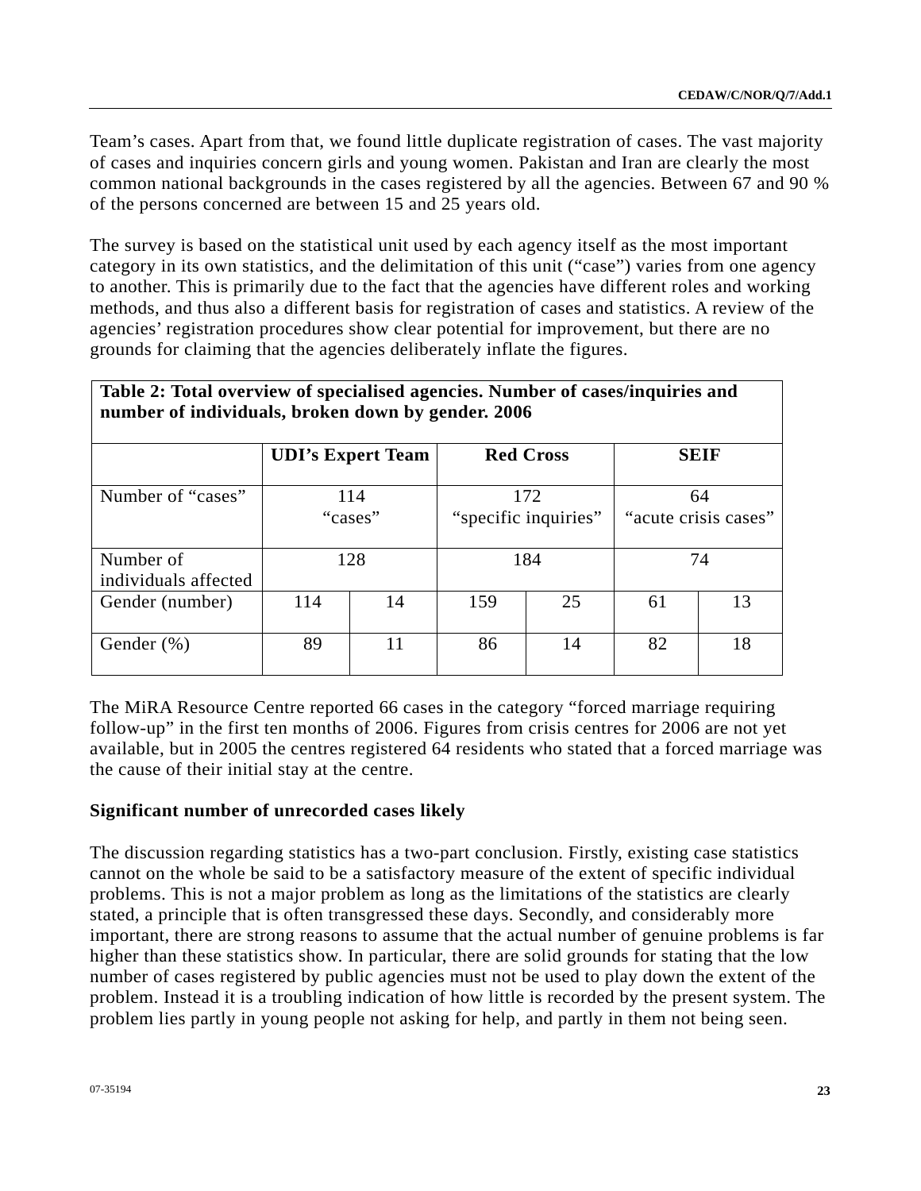Team's cases. Apart from that, we found little duplicate registration of cases. The vast majority of cases and inquiries concern girls and young women. Pakistan and Iran are clearly the most common national backgrounds in the cases registered by all the agencies. Between 67 and 90 % of the persons concerned are between 15 and 25 years old.

The survey is based on the statistical unit used by each agency itself as the most important category in its own statistics, and the delimitation of this unit ("case") varies from one agency to another. This is primarily due to the fact that the agencies have different roles and working methods, and thus also a different basis for registration of cases and statistics. A review of the agencies' registration procedures show clear potential for improvement, but there are no grounds for claiming that the agencies deliberately inflate the figures.

**Table 2: Total overview of specialised agencies. Number of cases/inquiries and number of individuals, broken down by gender. 2006**

| | UDI's Expert Team | | Red Cross | | SEIF | |
|---|---|---|---|---|---|---|
| Number of "cases" | 114 "cases" | | 172 "specific inquiries" | | 64 "acute crisis cases" | |
| Number of individuals affected | 128 | | 184 | | 74 | |
| Gender (number) | 114 | 14 | 159 | 25 | 61 | 13 |
| Gender (%) | 89 | 11 | 86 | 14 | 82 | 18 |

The MiRA Resource Centre reported 66 cases in the category "forced marriage requiring follow-up" in the first ten months of 2006. Figures from crisis centres for 2006 are not yet available, but in 2005 the centres registered 64 residents who stated that a forced marriage was the cause of their initial stay at the centre.

**Significant number of unrecorded cases likely**

The discussion regarding statistics has a two-part conclusion. Firstly, existing case statistics cannot on the whole be said to be a satisfactory measure of the extent of specific individual problems. This is not a major problem as long as the limitations of the statistics are clearly stated, a principle that is often transgressed these days. Secondly, and considerably more important, there are strong reasons to assume that the actual number of genuine problems is far higher than these statistics show. In particular, there are solid grounds for stating that the low number of cases registered by public agencies must not be used to play down the extent of the problem. Instead it is a troubling indication of how little is recorded by the present system. The problem lies partly in young people not asking for help, and partly in them not being seen.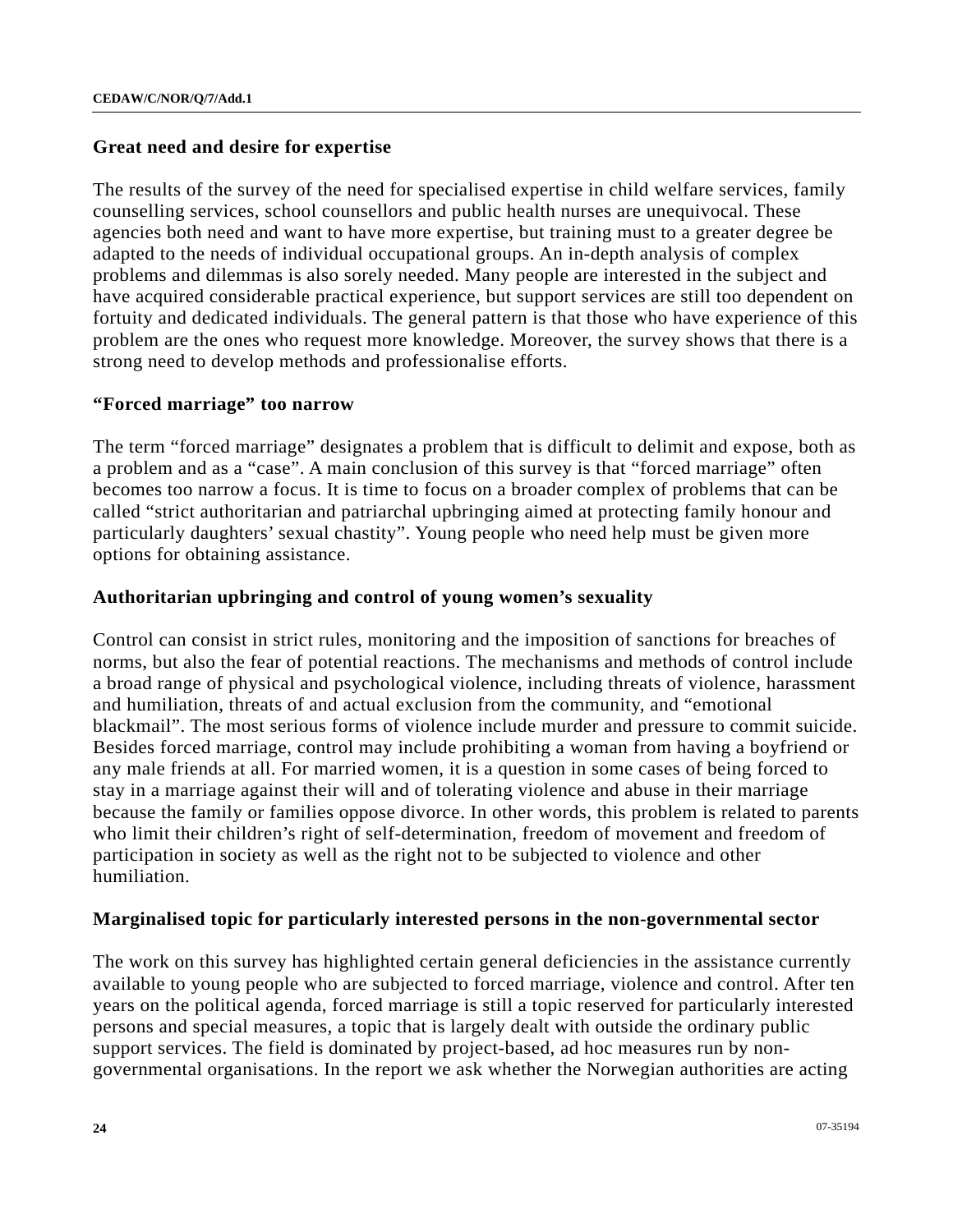## Great need and desire for expertise

The results of the survey of the need for specialised expertise in child welfare services, family counselling services, school counsellors and public health nurses are unequivocal. These agencies both need and want to have more expertise, but training must to a greater degree be adapted to the needs of individual occupational groups. An in-depth analysis of complex problems and dilemmas is also sorely needed. Many people are interested in the subject and have acquired considerable practical experience, but support services are still too dependent on fortuity and dedicated individuals. The general pattern is that those who have experience of this problem are the ones who request more knowledge. Moreover, the survey shows that there is a strong need to develop methods and professionalise efforts.

## "Forced marriage" too narrow

The term "forced marriage" designates a problem that is difficult to delimit and expose, both as a problem and as a "case". A main conclusion of this survey is that "forced marriage" often becomes too narrow a focus. It is time to focus on a broader complex of problems that can be called "strict authoritarian and patriarchal upbringing aimed at protecting family honour and particularly daughters' sexual chastity". Young people who need help must be given more options for obtaining assistance.

## Authoritarian upbringing and control of young women's sexuality

Control can consist in strict rules, monitoring and the imposition of sanctions for breaches of norms, but also the fear of potential reactions. The mechanisms and methods of control include a broad range of physical and psychological violence, including threats of violence, harassment and humiliation, threats of and actual exclusion from the community, and "emotional blackmail". The most serious forms of violence include murder and pressure to commit suicide. Besides forced marriage, control may include prohibiting a woman from having a boyfriend or any male friends at all. For married women, it is a question in some cases of being forced to stay in a marriage against their will and of tolerating violence and abuse in their marriage because the family or families oppose divorce. In other words, this problem is related to parents who limit their children's right of self-determination, freedom of movement and freedom of participation in society as well as the right not to be subjected to violence and other humiliation.

## Marginalised topic for particularly interested persons in the non-governmental sector

The work on this survey has highlighted certain general deficiencies in the assistance currently available to young people who are subjected to forced marriage, violence and control. After ten years on the political agenda, forced marriage is still a topic reserved for particularly interested persons and special measures, a topic that is largely dealt with outside the ordinary public support services. The field is dominated by project-based, ad hoc measures run by non-governmental organisations. In the report we ask whether the Norwegian authorities are acting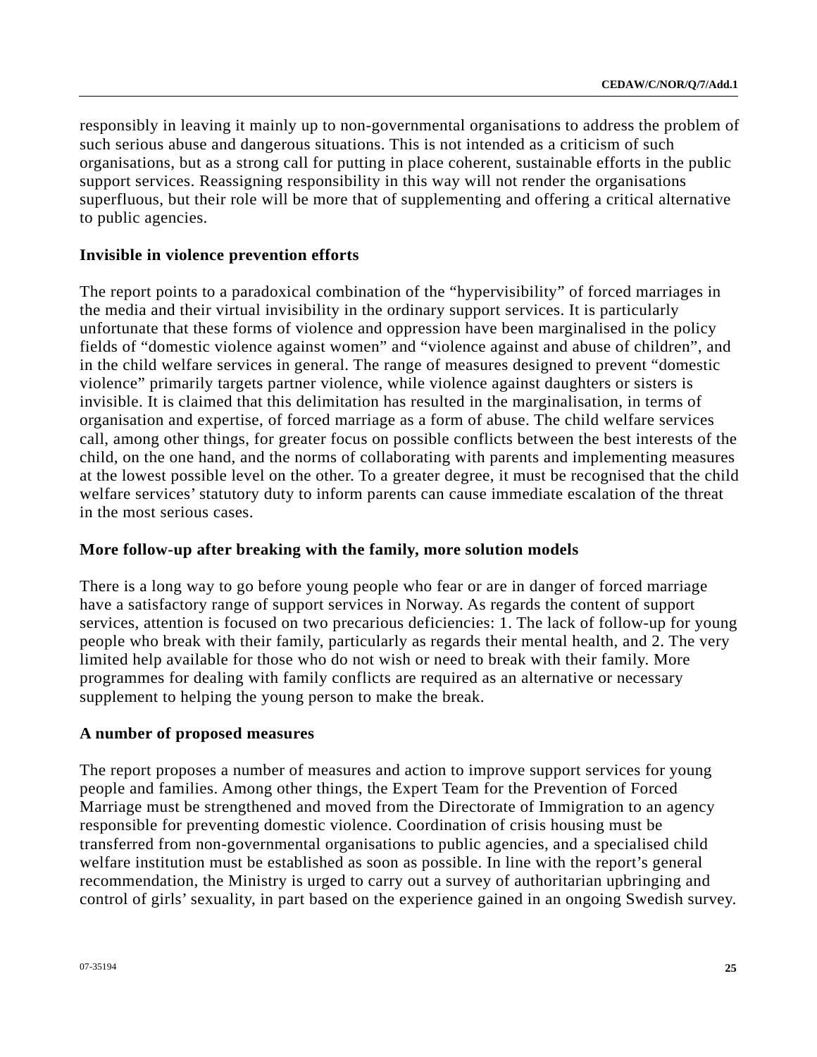responsibly in leaving it mainly up to non-governmental organisations to address the problem of such serious abuse and dangerous situations. This is not intended as a criticism of such organisations, but as a strong call for putting in place coherent, sustainable efforts in the public support services. Reassigning responsibility in this way will not render the organisations superfluous, but their role will be more that of supplementing and offering a critical alternative to public agencies.

### Invisible in violence prevention efforts

The report points to a paradoxical combination of the "hypervisibility" of forced marriages in the media and their virtual invisibility in the ordinary support services. It is particularly unfortunate that these forms of violence and oppression have been marginalised in the policy fields of "domestic violence against women" and "violence against and abuse of children", and in the child welfare services in general. The range of measures designed to prevent "domestic violence" primarily targets partner violence, while violence against daughters or sisters is invisible. It is claimed that this delimitation has resulted in the marginalisation, in terms of organisation and expertise, of forced marriage as a form of abuse. The child welfare services call, among other things, for greater focus on possible conflicts between the best interests of the child, on the one hand, and the norms of collaborating with parents and implementing measures at the lowest possible level on the other. To a greater degree, it must be recognised that the child welfare services' statutory duty to inform parents can cause immediate escalation of the threat in the most serious cases.

### More follow-up after breaking with the family, more solution models

There is a long way to go before young people who fear or are in danger of forced marriage have a satisfactory range of support services in Norway. As regards the content of support services, attention is focused on two precarious deficiencies: 1. The lack of follow-up for young people who break with their family, particularly as regards their mental health, and 2. The very limited help available for those who do not wish or need to break with their family. More programmes for dealing with family conflicts are required as an alternative or necessary supplement to helping the young person to make the break.

### A number of proposed measures

The report proposes a number of measures and action to improve support services for young people and families. Among other things, the Expert Team for the Prevention of Forced Marriage must be strengthened and moved from the Directorate of Immigration to an agency responsible for preventing domestic violence. Coordination of crisis housing must be transferred from non-governmental organisations to public agencies, and a specialised child welfare institution must be established as soon as possible. In line with the report's general recommendation, the Ministry is urged to carry out a survey of authoritarian upbringing and control of girls' sexuality, in part based on the experience gained in an ongoing Swedish survey.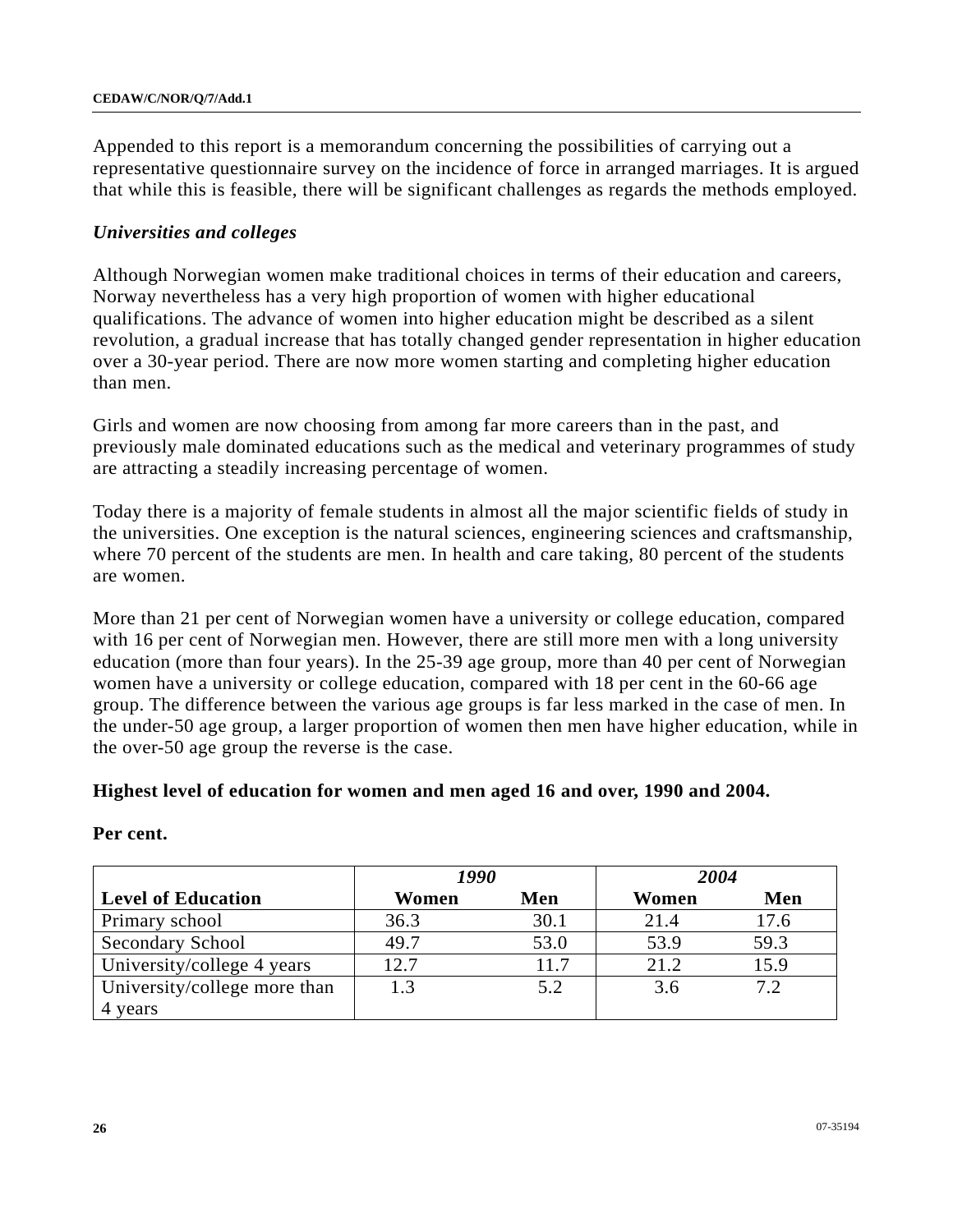Appended to this report is a memorandum concerning the possibilities of carrying out a representative questionnaire survey on the incidence of force in arranged marriages. It is argued that while this is feasible, there will be significant challenges as regards the methods employed.

### *Universities and colleges*

Although Norwegian women make traditional choices in terms of their education and careers, Norway nevertheless has a very high proportion of women with higher educational qualifications. The advance of women into higher education might be described as a silent revolution, a gradual increase that has totally changed gender representation in higher education over a 30-year period. There are now more women starting and completing higher education than men.

Girls and women are now choosing from among far more careers than in the past, and previously male dominated educations such as the medical and veterinary programmes of study are attracting a steadily increasing percentage of women.

Today there is a majority of female students in almost all the major scientific fields of study in the universities. One exception is the natural sciences, engineering sciences and craftsmanship, where 70 percent of the students are men. In health and care taking, 80 percent of the students are women.

More than 21 per cent of Norwegian women have a university or college education, compared with 16 per cent of Norwegian men. However, there are still more men with a long university education (more than four years). In the 25-39 age group, more than 40 per cent of Norwegian women have a university or college education, compared with 18 per cent in the 60-66 age group. The difference between the various age groups is far less marked in the case of men. In the under-50 age group, a larger proportion of women then men have higher education, while in the over-50 age group the reverse is the case.

**Highest level of education for women and men aged 16 and over, 1990 and 2004.**

**Per cent.**

| | *1990* | | *2004* | |
|---|---|---|---|---|
| **Level of Education** | **Women** | **Men** | **Women** | **Men** |
| Primary school | 36.3 | 30.1 | 21.4 | 17.6 |
| Secondary School | 49.7 | 53.0 | 53.9 | 59.3 |
| University/college 4 years | 12.7 | 11.7 | 21.2 | 15.9 |
| University/college more than 4 years | 1.3 | 5.2 | 3.6 | 7.2 |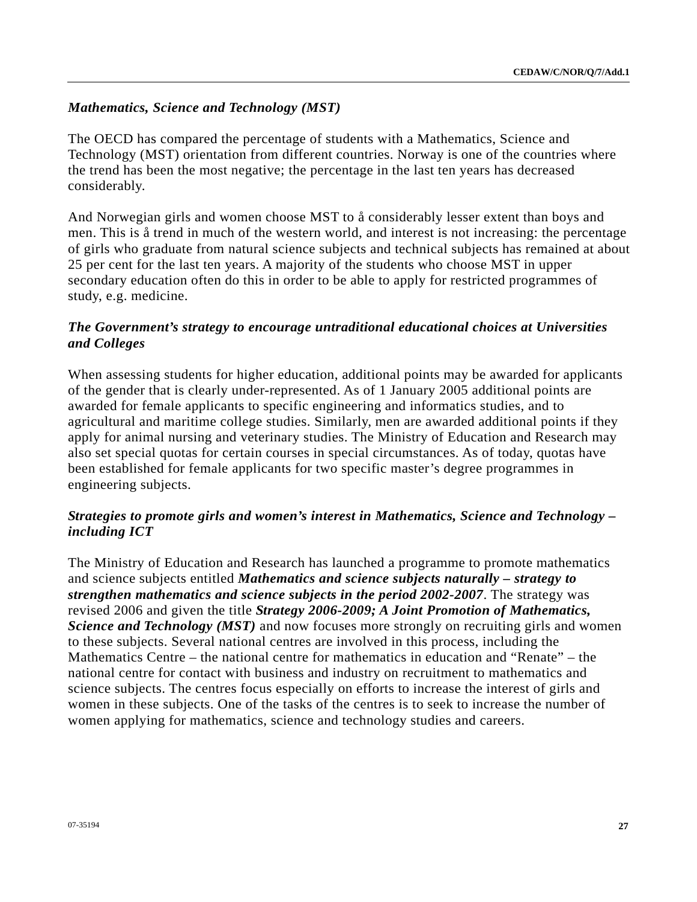*Mathematics, Science and Technology (MST)*

The OECD has compared the percentage of students with a Mathematics, Science and Technology (MST) orientation from different countries. Norway is one of the countries where the trend has been the most negative; the percentage in the last ten years has decreased considerably.

And Norwegian girls and women choose MST to å considerably lesser extent than boys and men. This is å trend in much of the western world, and interest is not increasing: the percentage of girls who graduate from natural science subjects and technical subjects has remained at about 25 per cent for the last ten years. A majority of the students who choose MST in upper secondary education often do this in order to be able to apply for restricted programmes of study, e.g. medicine.

*The Government's strategy to encourage untraditional educational choices at Universities and Colleges*

When assessing students for higher education, additional points may be awarded for applicants of the gender that is clearly under-represented. As of 1 January 2005 additional points are awarded for female applicants to specific engineering and informatics studies, and to agricultural and maritime college studies. Similarly, men are awarded additional points if they apply for animal nursing and veterinary studies. The Ministry of Education and Research may also set special quotas for certain courses in special circumstances. As of today, quotas have been established for female applicants for two specific master's degree programmes in engineering subjects.

*Strategies to promote girls and women's interest in Mathematics, Science and Technology – including ICT*

The Ministry of Education and Research has launched a programme to promote mathematics and science subjects entitled ***Mathematics and science subjects naturally – strategy to strengthen mathematics and science subjects in the period 2002-2007***. The strategy was revised 2006 and given the title ***Strategy 2006-2009; A Joint Promotion of Mathematics, Science and Technology (MST)*** and now focuses more strongly on recruiting girls and women to these subjects. Several national centres are involved in this process, including the Mathematics Centre – the national centre for mathematics in education and "Renate" – the national centre for contact with business and industry on recruitment to mathematics and science subjects. The centres focus especially on efforts to increase the interest of girls and women in these subjects. One of the tasks of the centres is to seek to increase the number of women applying for mathematics, science and technology studies and careers.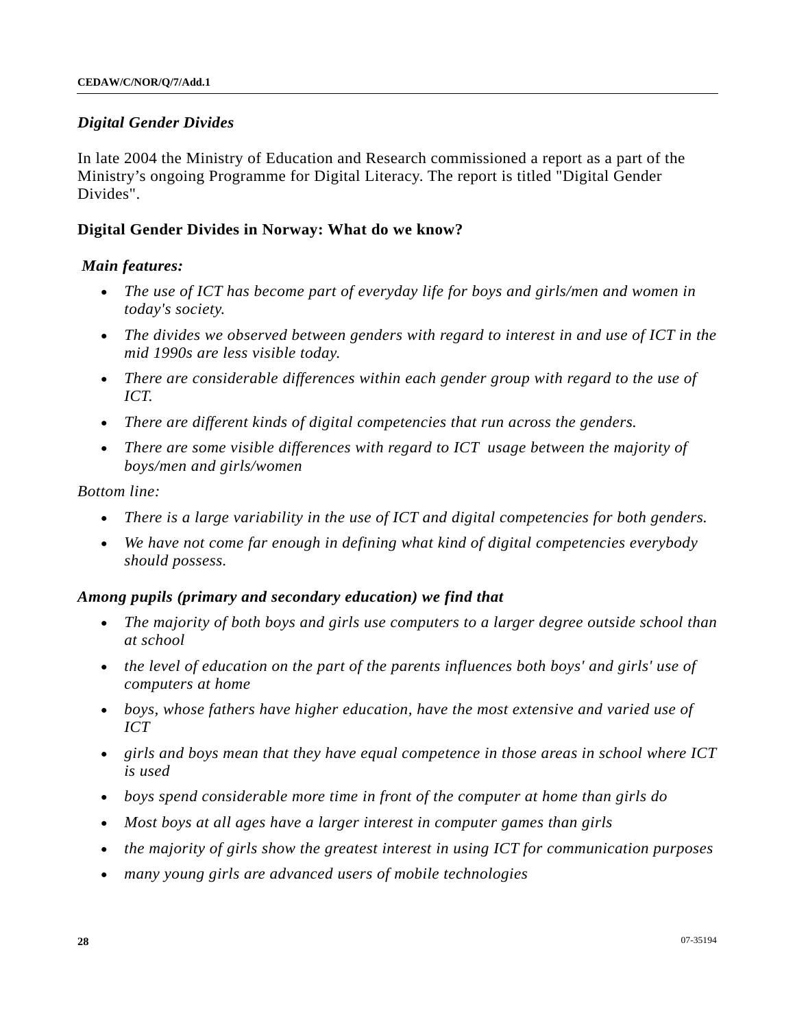*Digital Gender Divides*

In late 2004 the Ministry of Education and Research commissioned a report as a part of the Ministry's ongoing Programme for Digital Literacy. The report is titled "Digital Gender Divides".

**Digital Gender Divides in Norway: What do we know?**

***Main features:***

- *The use of ICT has become part of everyday life for boys and girls/men and women in today's society.*
- *The divides we observed between genders with regard to interest in and use of ICT in the mid 1990s are less visible today.*
- *There are considerable differences within each gender group with regard to the use of ICT.*
- *There are different kinds of digital competencies that run across the genders.*
- *There are some visible differences with regard to ICT usage between the majority of boys/men and girls/women*

*Bottom line:*

- *There is a large variability in the use of ICT and digital competencies for both genders.*
- *We have not come far enough in defining what kind of digital competencies everybody should possess.*

***Among pupils (primary and secondary education) we find that***

- *The majority of both boys and girls use computers to a larger degree outside school than at school*
- *the level of education on the part of the parents influences both boys' and girls' use of computers at home*
- *boys, whose fathers have higher education, have the most extensive and varied use of ICT*
- *girls and boys mean that they have equal competence in those areas in school where ICT is used*
- *boys spend considerable more time in front of the computer at home than girls do*
- *Most boys at all ages have a larger interest in computer games than girls*
- *the majority of girls show the greatest interest in using ICT for communication purposes*
- *many young girls are advanced users of mobile technologies*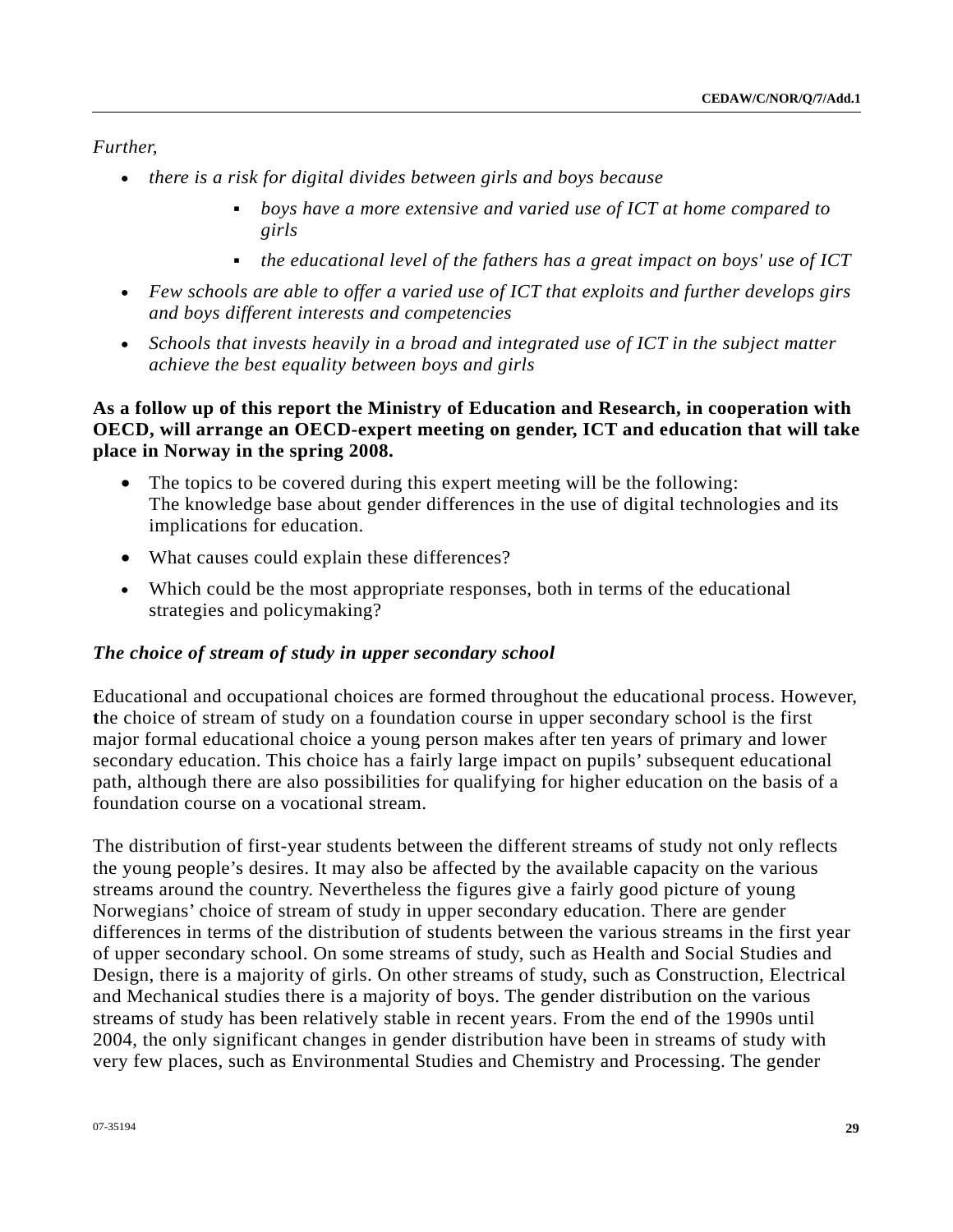*Further,*

- *there is a risk for digital divides between girls and boys because*
    - *boys have a more extensive and varied use of ICT at home compared to girls*
    - *the educational level of the fathers has a great impact on boys' use of ICT*
- *Few schools are able to offer a varied use of ICT that exploits and further develops girs and boys different interests and competencies*
- *Schools that invests heavily in a broad and integrated use of ICT in the subject matter achieve the best equality between boys and girls*

**As a follow up of this report the Ministry of Education and Research, in cooperation with OECD, will arrange an OECD-expert meeting on gender, ICT and education that will take place in Norway in the spring 2008.**

- The topics to be covered during this expert meeting will be the following:
  The knowledge base about gender differences in the use of digital technologies and its implications for education.
- What causes could explain these differences?
- Which could be the most appropriate responses, both in terms of the educational strategies and policymaking?

***The choice of stream of study in upper secondary school***

Educational and occupational choices are formed throughout the educational process. However, **t**he choice of stream of study on a foundation course in upper secondary school is the first major formal educational choice a young person makes after ten years of primary and lower secondary education. This choice has a fairly large impact on pupils' subsequent educational path, although there are also possibilities for qualifying for higher education on the basis of a foundation course on a vocational stream.

The distribution of first-year students between the different streams of study not only reflects the young people's desires. It may also be affected by the available capacity on the various streams around the country. Nevertheless the figures give a fairly good picture of young Norwegians' choice of stream of study in upper secondary education. There are gender differences in terms of the distribution of students between the various streams in the first year of upper secondary school. On some streams of study, such as Health and Social Studies and Design, there is a majority of girls. On other streams of study, such as Construction, Electrical and Mechanical studies there is a majority of boys. The gender distribution on the various streams of study has been relatively stable in recent years. From the end of the 1990s until 2004, the only significant changes in gender distribution have been in streams of study with very few places, such as Environmental Studies and Chemistry and Processing. The gender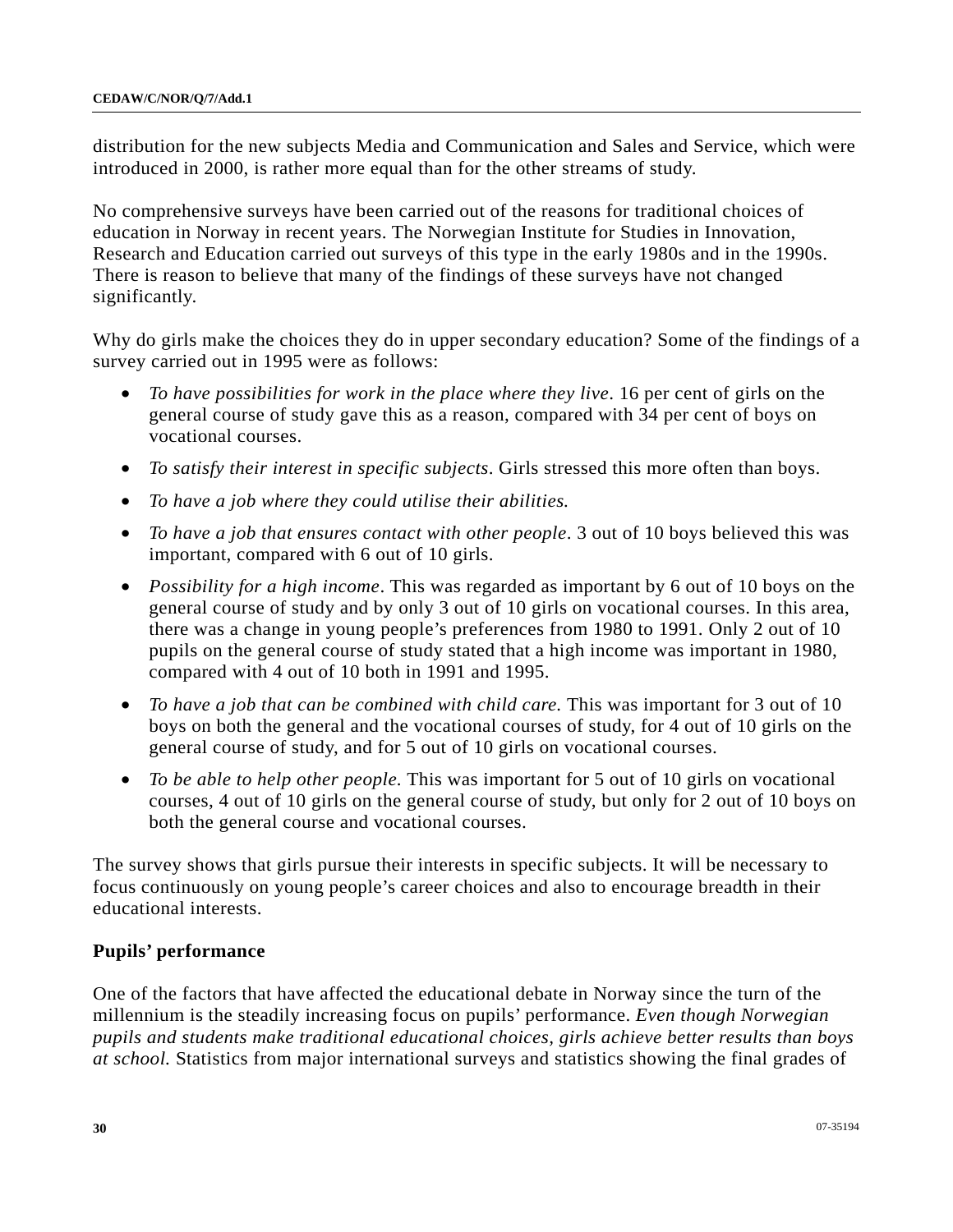distribution for the new subjects Media and Communication and Sales and Service, which were introduced in 2000, is rather more equal than for the other streams of study.

No comprehensive surveys have been carried out of the reasons for traditional choices of education in Norway in recent years. The Norwegian Institute for Studies in Innovation, Research and Education carried out surveys of this type in the early 1980s and in the 1990s. There is reason to believe that many of the findings of these surveys have not changed significantly.

Why do girls make the choices they do in upper secondary education? Some of the findings of a survey carried out in 1995 were as follows:

- *To have possibilities for work in the place where they live*. 16 per cent of girls on the general course of study gave this as a reason, compared with 34 per cent of boys on vocational courses.
- *To satisfy their interest in specific subjects*. Girls stressed this more often than boys.
- *To have a job where they could utilise their abilities.*
- *To have a job that ensures contact with other people*. 3 out of 10 boys believed this was important, compared with 6 out of 10 girls.
- *Possibility for a high income*. This was regarded as important by 6 out of 10 boys on the general course of study and by only 3 out of 10 girls on vocational courses. In this area, there was a change in young people's preferences from 1980 to 1991. Only 2 out of 10 pupils on the general course of study stated that a high income was important in 1980, compared with 4 out of 10 both in 1991 and 1995.
- *To have a job that can be combined with child care.* This was important for 3 out of 10 boys on both the general and the vocational courses of study, for 4 out of 10 girls on the general course of study, and for 5 out of 10 girls on vocational courses.
- *To be able to help other people.* This was important for 5 out of 10 girls on vocational courses, 4 out of 10 girls on the general course of study, but only for 2 out of 10 boys on both the general course and vocational courses.

The survey shows that girls pursue their interests in specific subjects. It will be necessary to focus continuously on young people's career choices and also to encourage breadth in their educational interests.

**Pupils' performance**

One of the factors that have affected the educational debate in Norway since the turn of the millennium is the steadily increasing focus on pupils' performance. *Even though Norwegian pupils and students make traditional educational choices, girls achieve better results than boys at school.* Statistics from major international surveys and statistics showing the final grades of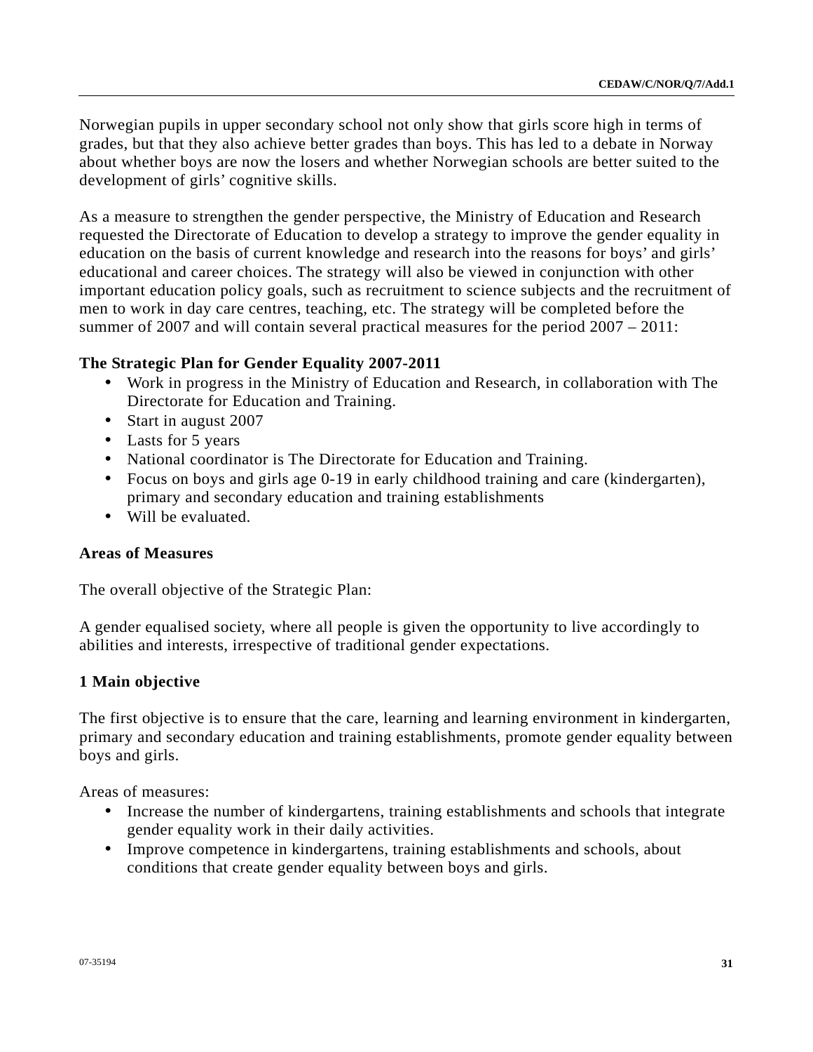Norwegian pupils in upper secondary school not only show that girls score high in terms of grades, but that they also achieve better grades than boys. This has led to a debate in Norway about whether boys are now the losers and whether Norwegian schools are better suited to the development of girls' cognitive skills.

As a measure to strengthen the gender perspective, the Ministry of Education and Research requested the Directorate of Education to develop a strategy to improve the gender equality in education on the basis of current knowledge and research into the reasons for boys' and girls' educational and career choices. The strategy will also be viewed in conjunction with other important education policy goals, such as recruitment to science subjects and the recruitment of men to work in day care centres, teaching, etc. The strategy will be completed before the summer of 2007 and will contain several practical measures for the period 2007 – 2011:

**The Strategic Plan for Gender Equality 2007-2011**

- Work in progress in the Ministry of Education and Research, in collaboration with The Directorate for Education and Training.
- Start in august 2007
- Lasts for 5 years
- National coordinator is The Directorate for Education and Training.
- Focus on boys and girls age 0-19 in early childhood training and care (kindergarten), primary and secondary education and training establishments
- Will be evaluated.

**Areas of Measures**

The overall objective of the Strategic Plan:

A gender equalised society, where all people is given the opportunity to live accordingly to abilities and interests, irrespective of traditional gender expectations.

**1 Main objective**

The first objective is to ensure that the care, learning and learning environment in kindergarten, primary and secondary education and training establishments, promote gender equality between boys and girls.

Areas of measures:

- Increase the number of kindergartens, training establishments and schools that integrate gender equality work in their daily activities.
- Improve competence in kindergartens, training establishments and schools, about conditions that create gender equality between boys and girls.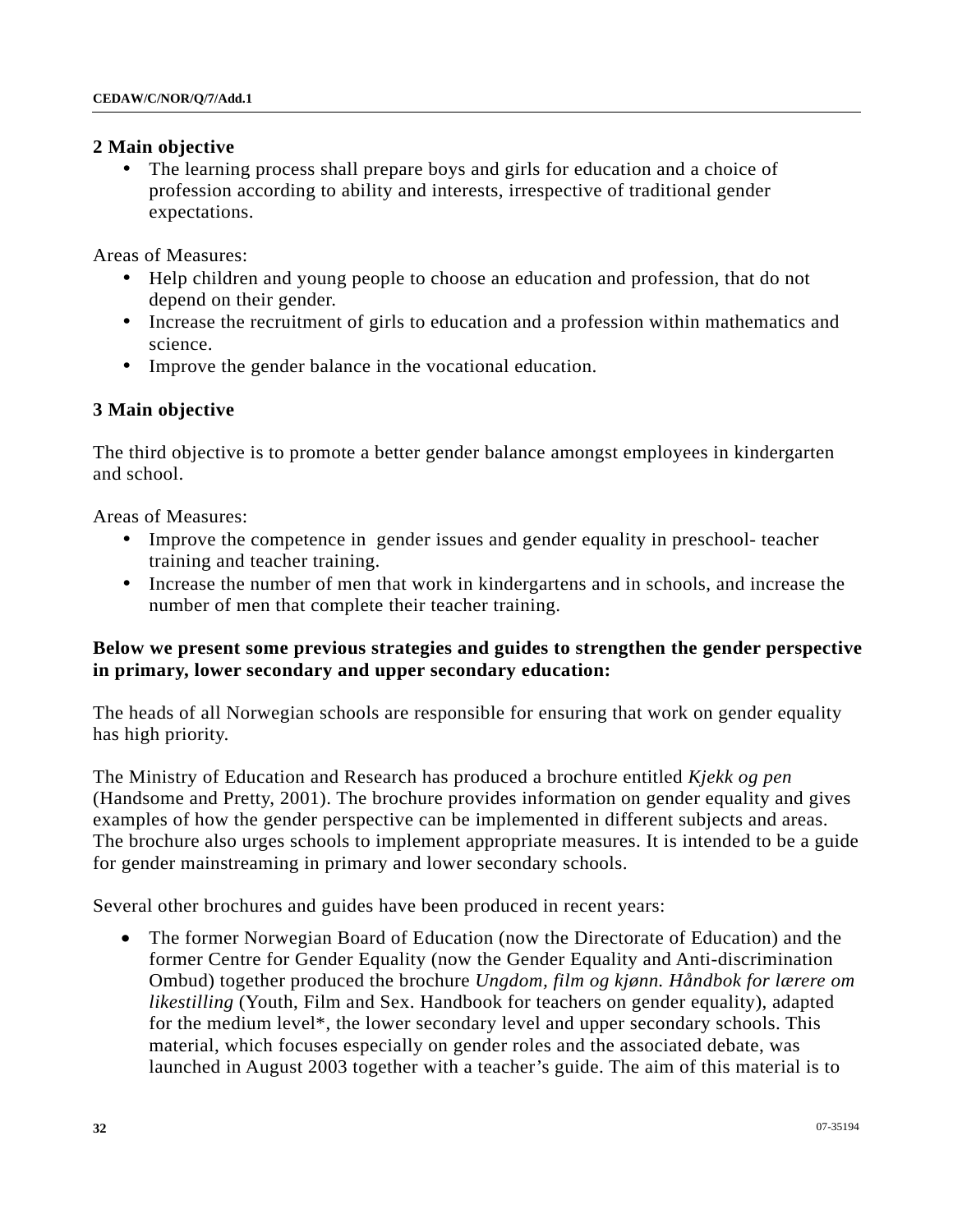**2 Main objective**

- The learning process shall prepare boys and girls for education and a choice of profession according to ability and interests, irrespective of traditional gender expectations.

Areas of Measures:

- Help children and young people to choose an education and profession, that do not depend on their gender.
- Increase the recruitment of girls to education and a profession within mathematics and science.
- Improve the gender balance in the vocational education.

**3 Main objective**

The third objective is to promote a better gender balance amongst employees in kindergarten and school.

Areas of Measures:

- Improve the competence in gender issues and gender equality in preschool- teacher training and teacher training.
- Increase the number of men that work in kindergartens and in schools, and increase the number of men that complete their teacher training.

**Below we present some previous strategies and guides to strengthen the gender perspective in primary, lower secondary and upper secondary education:**

The heads of all Norwegian schools are responsible for ensuring that work on gender equality has high priority.

The Ministry of Education and Research has produced a brochure entitled *Kjekk og pen* (Handsome and Pretty, 2001). The brochure provides information on gender equality and gives examples of how the gender perspective can be implemented in different subjects and areas. The brochure also urges schools to implement appropriate measures. It is intended to be a guide for gender mainstreaming in primary and lower secondary schools.

Several other brochures and guides have been produced in recent years:

- The former Norwegian Board of Education (now the Directorate of Education) and the former Centre for Gender Equality (now the Gender Equality and Anti-discrimination Ombud) together produced the brochure *Ungdom, film og kjønn. Håndbok for lærere om likestilling* (Youth, Film and Sex. Handbook for teachers on gender equality), adapted for the medium level*, the lower secondary level and upper secondary schools. This material, which focuses especially on gender roles and the associated debate, was launched in August 2003 together with a teacher's guide. The aim of this material is to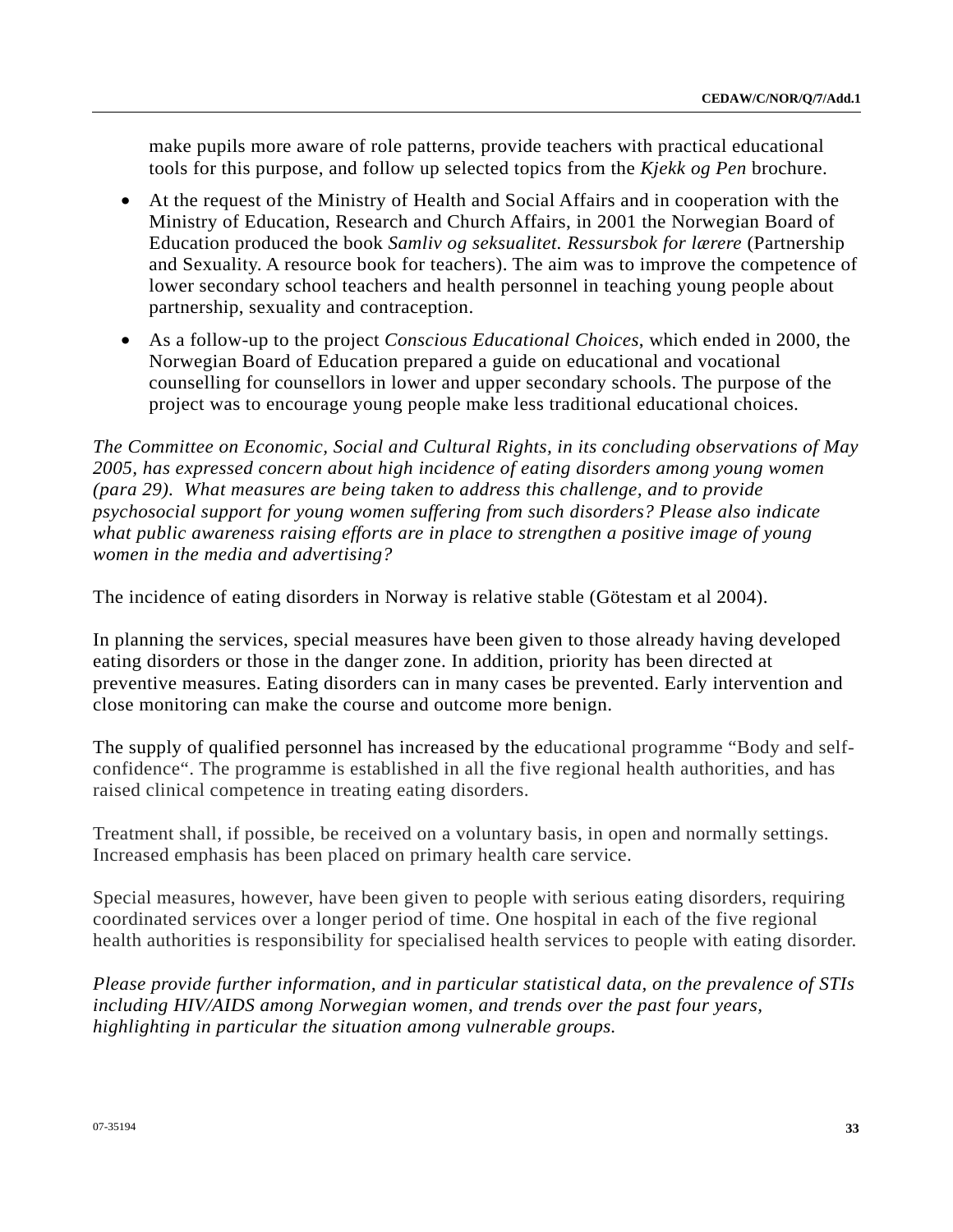make pupils more aware of role patterns, provide teachers with practical educational tools for this purpose, and follow up selected topics from the *Kjekk og Pen* brochure.

- At the request of the Ministry of Health and Social Affairs and in cooperation with the Ministry of Education, Research and Church Affairs, in 2001 the Norwegian Board of Education produced the book *Samliv og seksualitet. Ressursbok for lærere* (Partnership and Sexuality. A resource book for teachers). The aim was to improve the competence of lower secondary school teachers and health personnel in teaching young people about partnership, sexuality and contraception.
- As a follow-up to the project *Conscious Educational Choices*, which ended in 2000, the Norwegian Board of Education prepared a guide on educational and vocational counselling for counsellors in lower and upper secondary schools. The purpose of the project was to encourage young people make less traditional educational choices.

*The Committee on Economic, Social and Cultural Rights, in its concluding observations of May 2005, has expressed concern about high incidence of eating disorders among young women (para 29). What measures are being taken to address this challenge, and to provide psychosocial support for young women suffering from such disorders? Please also indicate what public awareness raising efforts are in place to strengthen a positive image of young women in the media and advertising?*

The incidence of eating disorders in Norway is relative stable (Götestam et al 2004).

In planning the services, special measures have been given to those already having developed eating disorders or those in the danger zone. In addition, priority has been directed at preventive measures. Eating disorders can in many cases be prevented. Early intervention and close monitoring can make the course and outcome more benign.

The supply of qualified personnel has increased by the educational programme "Body and self-confidence". The programme is established in all the five regional health authorities, and has raised clinical competence in treating eating disorders.

Treatment shall, if possible, be received on a voluntary basis, in open and normally settings. Increased emphasis has been placed on primary health care service.

Special measures, however, have been given to people with serious eating disorders, requiring coordinated services over a longer period of time. One hospital in each of the five regional health authorities is responsibility for specialised health services to people with eating disorder.

*Please provide further information, and in particular statistical data, on the prevalence of STIs including HIV/AIDS among Norwegian women, and trends over the past four years, highlighting in particular the situation among vulnerable groups.*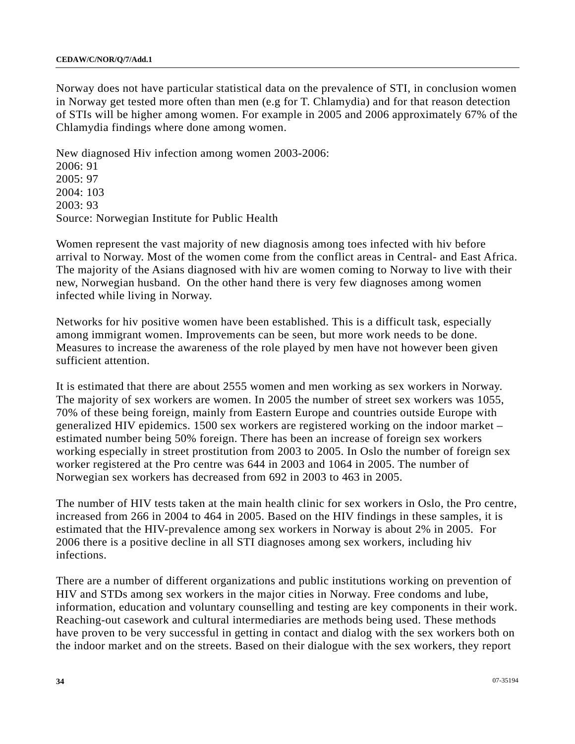Norway does not have particular statistical data on the prevalence of STI, in conclusion women in Norway get tested more often than men (e.g for T. Chlamydia) and for that reason detection of STIs will be higher among women. For example in 2005 and 2006 approximately 67% of the Chlamydia findings where done among women.

New diagnosed Hiv infection among women 2003-2006:
2006: 91
2005: 97
2004: 103
2003: 93
Source: Norwegian Institute for Public Health

Women represent the vast majority of new diagnosis among toes infected with hiv before arrival to Norway. Most of the women come from the conflict areas in Central- and East Africa. The majority of the Asians diagnosed with hiv are women coming to Norway to live with their new, Norwegian husband. On the other hand there is very few diagnoses among women infected while living in Norway.

Networks for hiv positive women have been established. This is a difficult task, especially among immigrant women. Improvements can be seen, but more work needs to be done. Measures to increase the awareness of the role played by men have not however been given sufficient attention.

It is estimated that there are about 2555 women and men working as sex workers in Norway. The majority of sex workers are women. In 2005 the number of street sex workers was 1055, 70% of these being foreign, mainly from Eastern Europe and countries outside Europe with generalized HIV epidemics. 1500 sex workers are registered working on the indoor market – estimated number being 50% foreign. There has been an increase of foreign sex workers working especially in street prostitution from 2003 to 2005. In Oslo the number of foreign sex worker registered at the Pro centre was 644 in 2003 and 1064 in 2005. The number of Norwegian sex workers has decreased from 692 in 2003 to 463 in 2005.

The number of HIV tests taken at the main health clinic for sex workers in Oslo, the Pro centre, increased from 266 in 2004 to 464 in 2005. Based on the HIV findings in these samples, it is estimated that the HIV-prevalence among sex workers in Norway is about 2% in 2005. For 2006 there is a positive decline in all STI diagnoses among sex workers, including hiv infections.

There are a number of different organizations and public institutions working on prevention of HIV and STDs among sex workers in the major cities in Norway. Free condoms and lube, information, education and voluntary counselling and testing are key components in their work. Reaching-out casework and cultural intermediaries are methods being used. These methods have proven to be very successful in getting in contact and dialog with the sex workers both on the indoor market and on the streets. Based on their dialogue with the sex workers, they report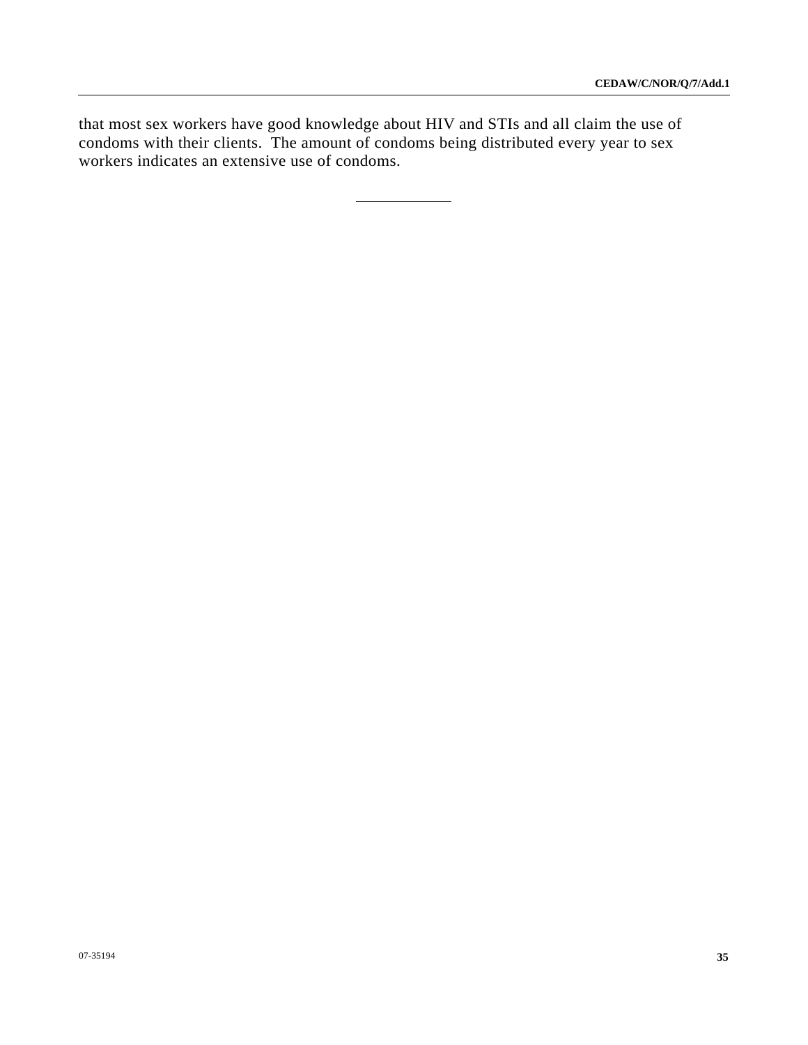that most sex workers have good knowledge about HIV and STIs and all claim the use of condoms with their clients. The amount of condoms being distributed every year to sex workers indicates an extensive use of condoms.